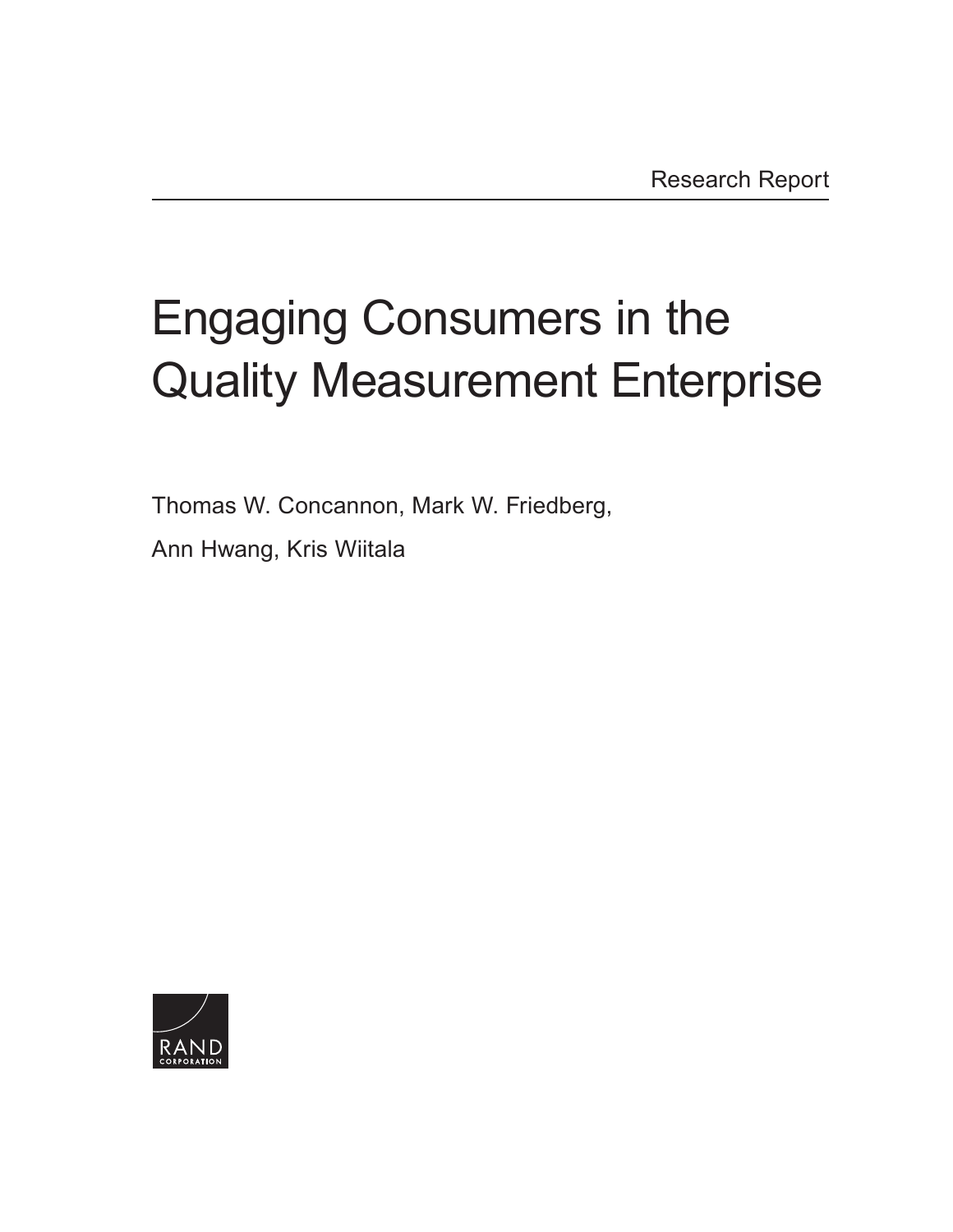Research Report

# Engaging Consumers in the Quality Measurement Enterprise

Thomas W. Concannon, Mark W. Friedberg, Ann Hwang, Kris Wiitala

RAND CORPORATION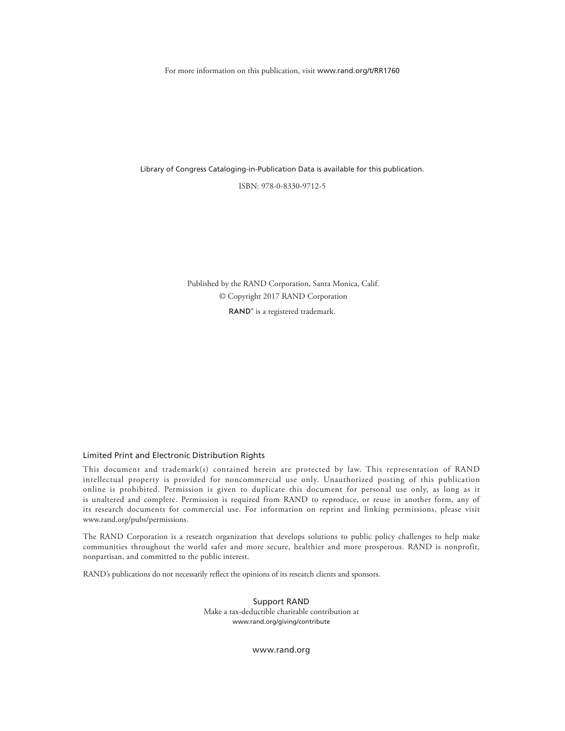For more information on this publication, visit www.rand.org/t/RR1760

Library of Congress Cataloging-in-Publication Data is available for this publication.

ISBN: 978-0-8330-9712-5

Published by the RAND Corporation, Santa Monica, Calif.

© Copyright 2017 RAND Corporation

RAND® is a registered trademark.

## Limited Print and Electronic Distribution Rights

This document and trademark(s) contained herein are protected by law. This representation of RAND intellectual property is provided for noncommercial use only. Unauthorized posting of this publication online is prohibited. Permission is given to duplicate this document for personal use only, as long as it is unaltered and complete. Permission is required from RAND to reproduce, or reuse in another form, any of its research documents for commercial use. For information on reprint and linking permissions, please visit www.rand.org/pubs/permissions.

The RAND Corporation is a research organization that develops solutions to public policy challenges to help make communities throughout the world safer and more secure, healthier and more prosperous. RAND is nonprofit, nonpartisan, and committed to the public interest.

RAND's publications do not necessarily reflect the opinions of its research clients and sponsors.

**Support RAND**

Make a tax-deductible charitable contribution at
www.rand.org/giving/contribute

www.rand.org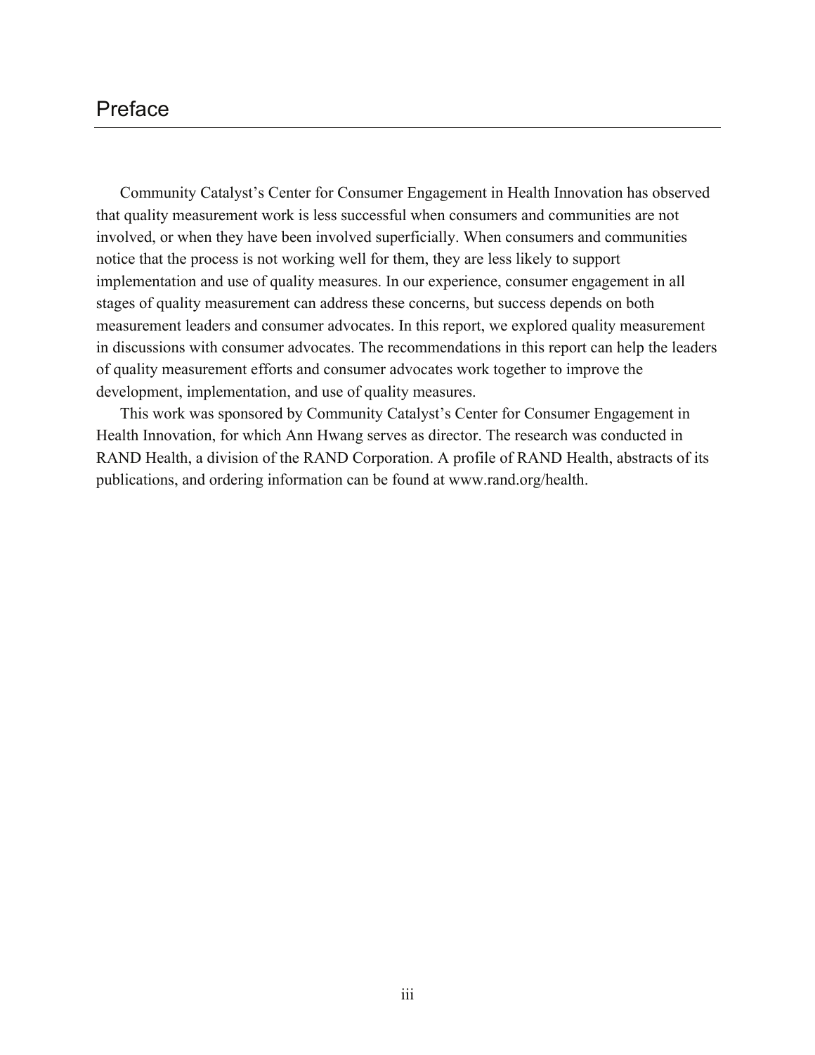# Preface

Community Catalyst's Center for Consumer Engagement in Health Innovation has observed that quality measurement work is less successful when consumers and communities are not involved, or when they have been involved superficially. When consumers and communities notice that the process is not working well for them, they are less likely to support implementation and use of quality measures. In our experience, consumer engagement in all stages of quality measurement can address these concerns, but success depends on both measurement leaders and consumer advocates. In this report, we explored quality measurement in discussions with consumer advocates. The recommendations in this report can help the leaders of quality measurement efforts and consumer advocates work together to improve the development, implementation, and use of quality measures.

This work was sponsored by Community Catalyst's Center for Consumer Engagement in Health Innovation, for which Ann Hwang serves as director. The research was conducted in RAND Health, a division of the RAND Corporation. A profile of RAND Health, abstracts of its publications, and ordering information can be found at www.rand.org/health.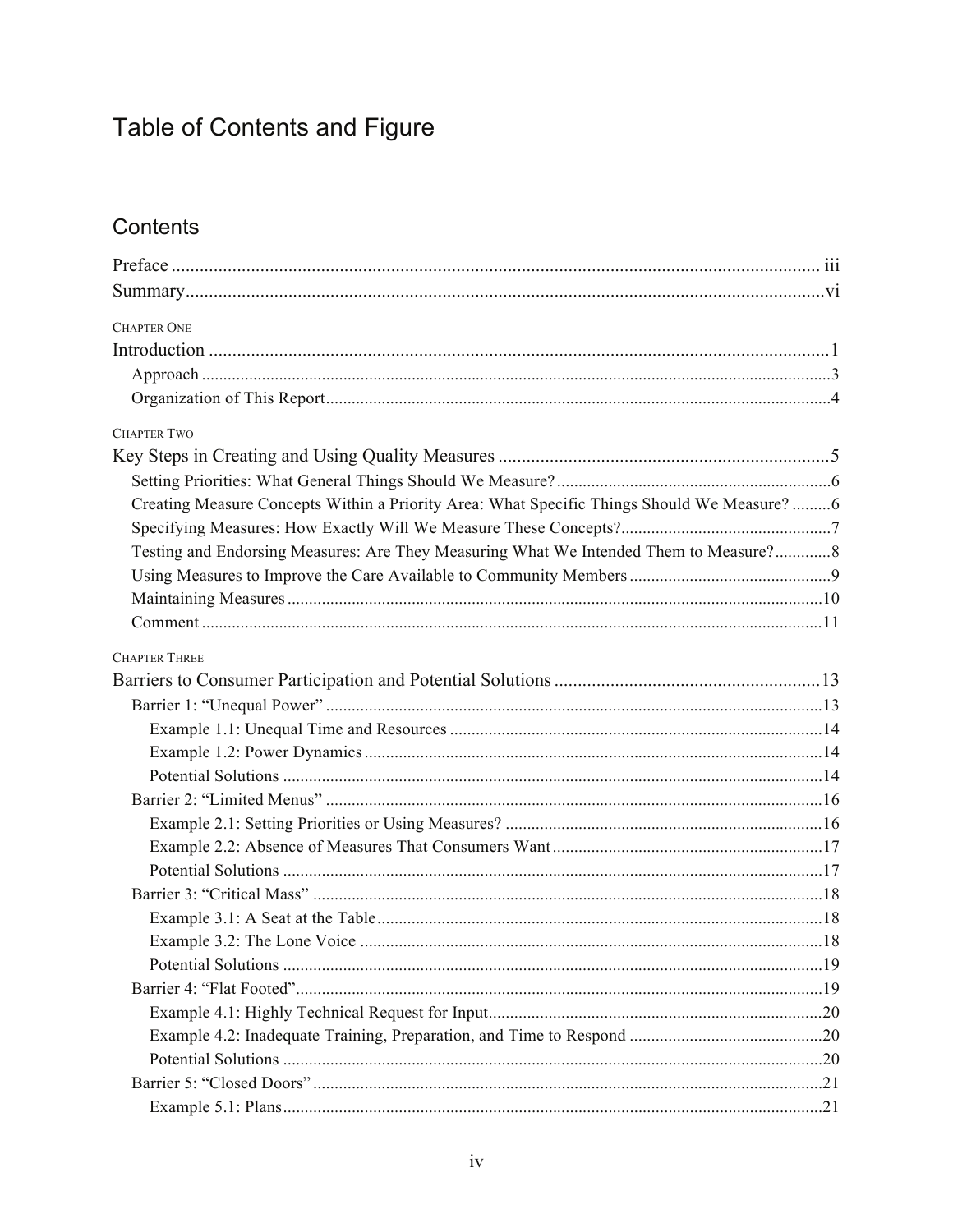# Table of Contents and Figure

## Contents

Preface ... iii

Summary ... vi

CHAPTER ONE

Introduction ... 1

- Approach ... 3
- Organization of This Report ... 4

CHAPTER TWO

Key Steps in Creating and Using Quality Measures ... 5

- Setting Priorities: What General Things Should We Measure? ... 6
- Creating Measure Concepts Within a Priority Area: What Specific Things Should We Measure? ... 6
- Specifying Measures: How Exactly Will We Measure These Concepts? ... 7
- Testing and Endorsing Measures: Are They Measuring What We Intended Them to Measure? ... 8
- Using Measures to Improve the Care Available to Community Members ... 9
- Maintaining Measures ... 10
- Comment ... 11

CHAPTER THREE

Barriers to Consumer Participation and Potential Solutions ... 13

- Barrier 1: "Unequal Power" ... 13
  - Example 1.1: Unequal Time and Resources ... 14
  - Example 1.2: Power Dynamics ... 14
  - Potential Solutions ... 14
- Barrier 2: "Limited Menus" ... 16
  - Example 2.1: Setting Priorities or Using Measures? ... 16
  - Example 2.2: Absence of Measures That Consumers Want ... 17
  - Potential Solutions ... 17
- Barrier 3: "Critical Mass" ... 18
  - Example 3.1: A Seat at the Table ... 18
  - Example 3.2: The Lone Voice ... 18
  - Potential Solutions ... 19
- Barrier 4: "Flat Footed" ... 19
  - Example 4.1: Highly Technical Request for Input ... 20
  - Example 4.2: Inadequate Training, Preparation, and Time to Respond ... 20
  - Potential Solutions ... 20
- Barrier 5: "Closed Doors" ... 21
  - Example 5.1: Plans ... 21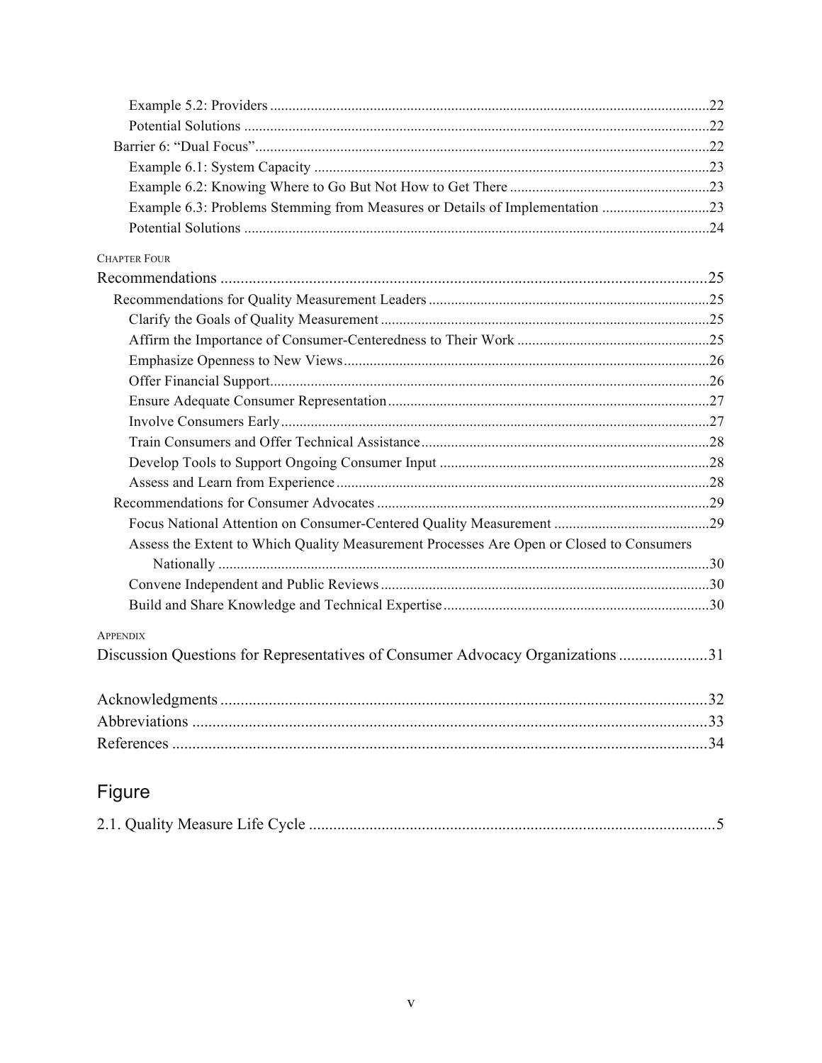Example 5.2: Providers ......22
Potential Solutions ......22
Barrier 6: "Dual Focus" ......22
Example 6.1: System Capacity ......23
Example 6.2: Knowing Where to Go But Not How to Get There ......23
Example 6.3: Problems Stemming from Measures or Details of Implementation ......23
Potential Solutions ......24

CHAPTER FOUR

Recommendations ......25

Recommendations for Quality Measurement Leaders ......25
Clarify the Goals of Quality Measurement ......25
Affirm the Importance of Consumer-Centeredness to Their Work ......25
Emphasize Openness to New Views ......26
Offer Financial Support ......26
Ensure Adequate Consumer Representation ......27
Involve Consumers Early ......27
Train Consumers and Offer Technical Assistance ......28
Develop Tools to Support Ongoing Consumer Input ......28
Assess and Learn from Experience ......28
Recommendations for Consumer Advocates ......29
Focus National Attention on Consumer-Centered Quality Measurement ......29
Assess the Extent to Which Quality Measurement Processes Are Open or Closed to Consumers Nationally ......30
Convene Independent and Public Reviews ......30
Build and Share Knowledge and Technical Expertise ......30

APPENDIX

Discussion Questions for Representatives of Consumer Advocacy Organizations ......31

Acknowledgments ......32

Abbreviations ......33

References ......34

## Figure

2.1. Quality Measure Life Cycle ......5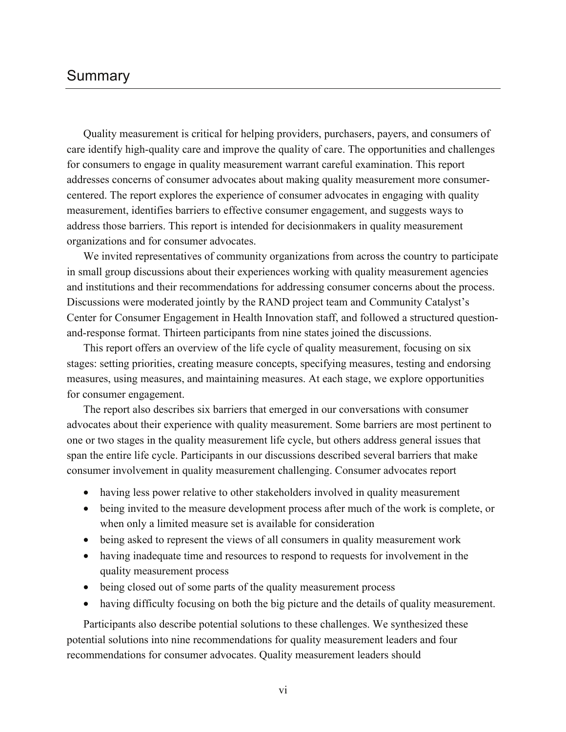## Summary

Quality measurement is critical for helping providers, purchasers, payers, and consumers of care identify high-quality care and improve the quality of care. The opportunities and challenges for consumers to engage in quality measurement warrant careful examination. This report addresses concerns of consumer advocates about making quality measurement more consumer-centered. The report explores the experience of consumer advocates in engaging with quality measurement, identifies barriers to effective consumer engagement, and suggests ways to address those barriers. This report is intended for decisionmakers in quality measurement organizations and for consumer advocates.

We invited representatives of community organizations from across the country to participate in small group discussions about their experiences working with quality measurement agencies and institutions and their recommendations for addressing consumer concerns about the process. Discussions were moderated jointly by the RAND project team and Community Catalyst's Center for Consumer Engagement in Health Innovation staff, and followed a structured question-and-response format. Thirteen participants from nine states joined the discussions.

This report offers an overview of the life cycle of quality measurement, focusing on six stages: setting priorities, creating measure concepts, specifying measures, testing and endorsing measures, using measures, and maintaining measures. At each stage, we explore opportunities for consumer engagement.

The report also describes six barriers that emerged in our conversations with consumer advocates about their experience with quality measurement. Some barriers are most pertinent to one or two stages in the quality measurement life cycle, but others address general issues that span the entire life cycle. Participants in our discussions described several barriers that make consumer involvement in quality measurement challenging. Consumer advocates report

- having less power relative to other stakeholders involved in quality measurement
- being invited to the measure development process after much of the work is complete, or when only a limited measure set is available for consideration
- being asked to represent the views of all consumers in quality measurement work
- having inadequate time and resources to respond to requests for involvement in the quality measurement process
- being closed out of some parts of the quality measurement process
- having difficulty focusing on both the big picture and the details of quality measurement.

Participants also describe potential solutions to these challenges. We synthesized these potential solutions into nine recommendations for quality measurement leaders and four recommendations for consumer advocates. Quality measurement leaders should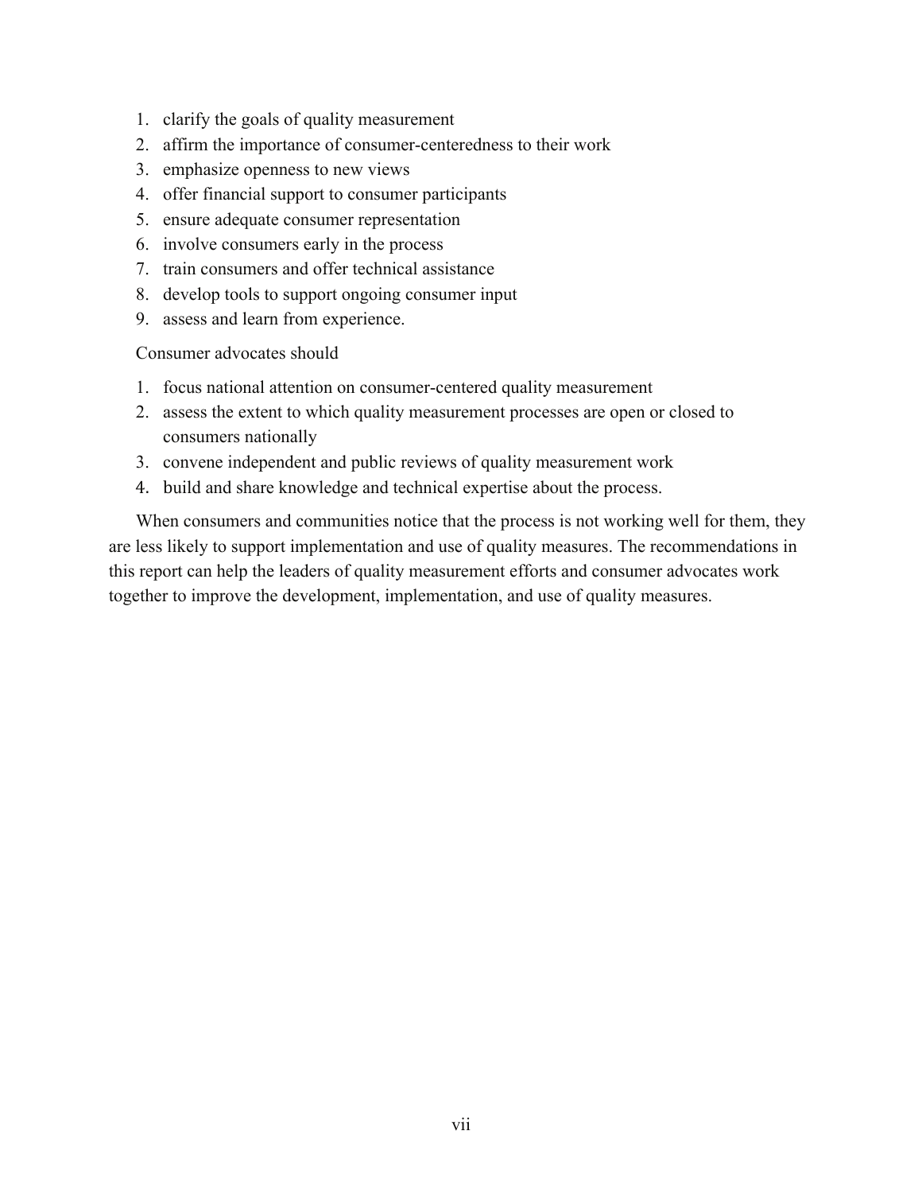1. clarify the goals of quality measurement
2. affirm the importance of consumer-centeredness to their work
3. emphasize openness to new views
4. offer financial support to consumer participants
5. ensure adequate consumer representation
6. involve consumers early in the process
7. train consumers and offer technical assistance
8. develop tools to support ongoing consumer input
9. assess and learn from experience.

Consumer advocates should

1. focus national attention on consumer-centered quality measurement
2. assess the extent to which quality measurement processes are open or closed to consumers nationally
3. convene independent and public reviews of quality measurement work
4. build and share knowledge and technical expertise about the process.

When consumers and communities notice that the process is not working well for them, they are less likely to support implementation and use of quality measures. The recommendations in this report can help the leaders of quality measurement efforts and consumer advocates work together to improve the development, implementation, and use of quality measures.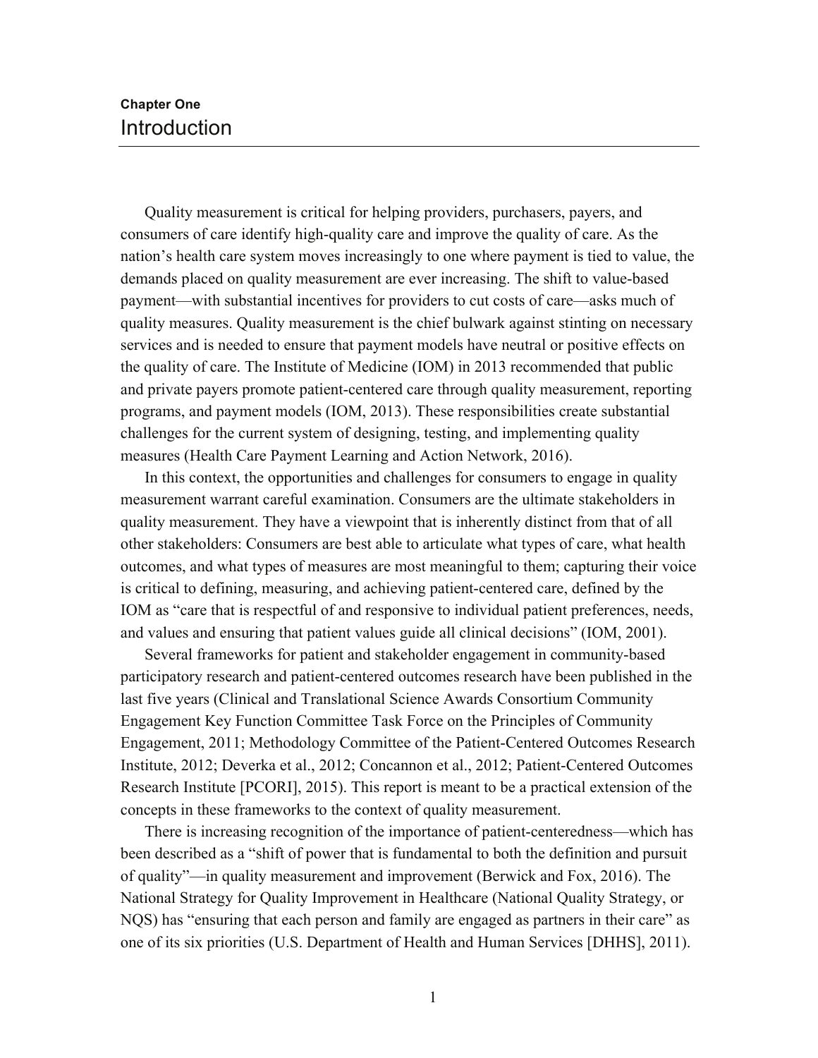## Chapter One
# Introduction

Quality measurement is critical for helping providers, purchasers, payers, and consumers of care identify high-quality care and improve the quality of care. As the nation's health care system moves increasingly to one where payment is tied to value, the demands placed on quality measurement are ever increasing. The shift to value-based payment—with substantial incentives for providers to cut costs of care—asks much of quality measures. Quality measurement is the chief bulwark against stinting on necessary services and is needed to ensure that payment models have neutral or positive effects on the quality of care. The Institute of Medicine (IOM) in 2013 recommended that public and private payers promote patient-centered care through quality measurement, reporting programs, and payment models (IOM, 2013). These responsibilities create substantial challenges for the current system of designing, testing, and implementing quality measures (Health Care Payment Learning and Action Network, 2016).

In this context, the opportunities and challenges for consumers to engage in quality measurement warrant careful examination. Consumers are the ultimate stakeholders in quality measurement. They have a viewpoint that is inherently distinct from that of all other stakeholders: Consumers are best able to articulate what types of care, what health outcomes, and what types of measures are most meaningful to them; capturing their voice is critical to defining, measuring, and achieving patient-centered care, defined by the IOM as "care that is respectful of and responsive to individual patient preferences, needs, and values and ensuring that patient values guide all clinical decisions" (IOM, 2001).

Several frameworks for patient and stakeholder engagement in community-based participatory research and patient-centered outcomes research have been published in the last five years (Clinical and Translational Science Awards Consortium Community Engagement Key Function Committee Task Force on the Principles of Community Engagement, 2011; Methodology Committee of the Patient-Centered Outcomes Research Institute, 2012; Deverka et al., 2012; Concannon et al., 2012; Patient-Centered Outcomes Research Institute [PCORI], 2015). This report is meant to be a practical extension of the concepts in these frameworks to the context of quality measurement.

There is increasing recognition of the importance of patient-centeredness—which has been described as a "shift of power that is fundamental to both the definition and pursuit of quality"—in quality measurement and improvement (Berwick and Fox, 2016). The National Strategy for Quality Improvement in Healthcare (National Quality Strategy, or NQS) has "ensuring that each person and family are engaged as partners in their care" as one of its six priorities (U.S. Department of Health and Human Services [DHHS], 2011).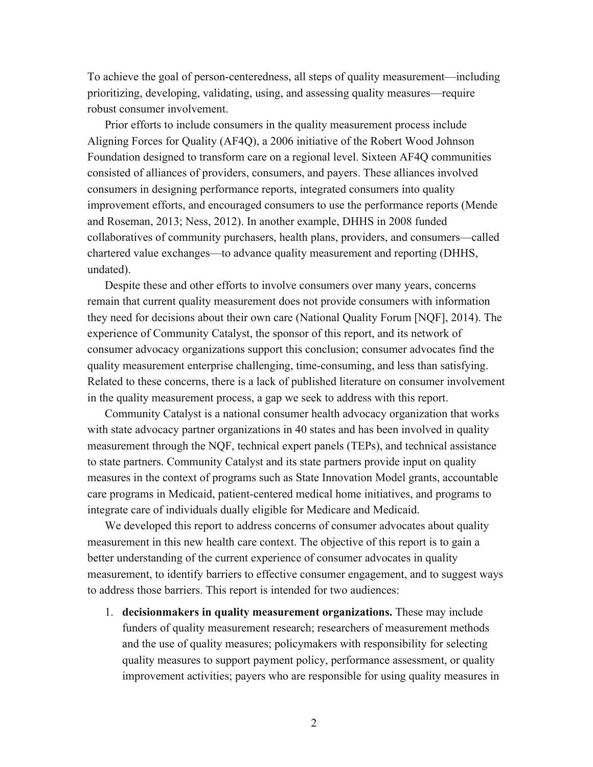To achieve the goal of person-centeredness, all steps of quality measurement—including prioritizing, developing, validating, using, and assessing quality measures—require robust consumer involvement.

Prior efforts to include consumers in the quality measurement process include Aligning Forces for Quality (AF4Q), a 2006 initiative of the Robert Wood Johnson Foundation designed to transform care on a regional level. Sixteen AF4Q communities consisted of alliances of providers, consumers, and payers. These alliances involved consumers in designing performance reports, integrated consumers into quality improvement efforts, and encouraged consumers to use the performance reports (Mende and Roseman, 2013; Ness, 2012). In another example, DHHS in 2008 funded collaboratives of community purchasers, health plans, providers, and consumers—called chartered value exchanges—to advance quality measurement and reporting (DHHS, undated).

Despite these and other efforts to involve consumers over many years, concerns remain that current quality measurement does not provide consumers with information they need for decisions about their own care (National Quality Forum [NQF], 2014). The experience of Community Catalyst, the sponsor of this report, and its network of consumer advocacy organizations support this conclusion; consumer advocates find the quality measurement enterprise challenging, time-consuming, and less than satisfying. Related to these concerns, there is a lack of published literature on consumer involvement in the quality measurement process, a gap we seek to address with this report.

Community Catalyst is a national consumer health advocacy organization that works with state advocacy partner organizations in 40 states and has been involved in quality measurement through the NQF, technical expert panels (TEPs), and technical assistance to state partners. Community Catalyst and its state partners provide input on quality measures in the context of programs such as State Innovation Model grants, accountable care programs in Medicaid, patient-centered medical home initiatives, and programs to integrate care of individuals dually eligible for Medicare and Medicaid.

We developed this report to address concerns of consumer advocates about quality measurement in this new health care context. The objective of this report is to gain a better understanding of the current experience of consumer advocates in quality measurement, to identify barriers to effective consumer engagement, and to suggest ways to address those barriers. This report is intended for two audiences:

1. **decisionmakers in quality measurement organizations.** These may include funders of quality measurement research; researchers of measurement methods and the use of quality measures; policymakers with responsibility for selecting quality measures to support payment policy, performance assessment, or quality improvement activities; payers who are responsible for using quality measures in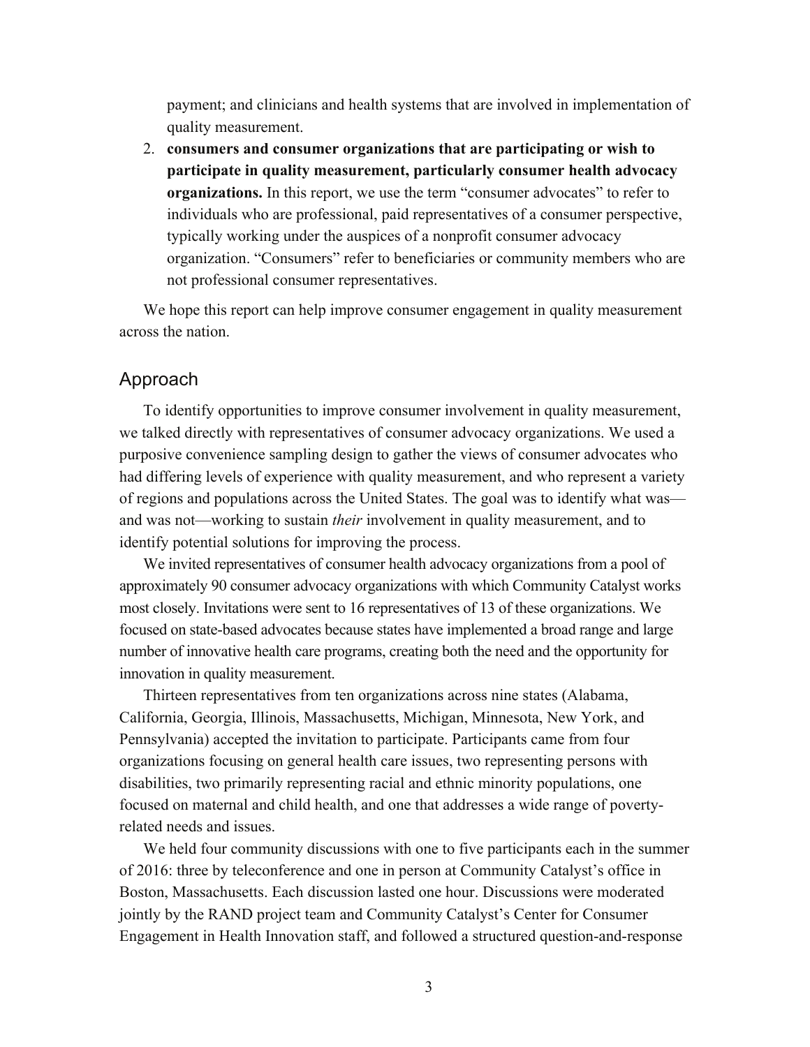payment; and clinicians and health systems that are involved in implementation of quality measurement.

2. **consumers and consumer organizations that are participating or wish to participate in quality measurement, particularly consumer health advocacy organizations.** In this report, we use the term "consumer advocates" to refer to individuals who are professional, paid representatives of a consumer perspective, typically working under the auspices of a nonprofit consumer advocacy organization. "Consumers" refer to beneficiaries or community members who are not professional consumer representatives.

We hope this report can help improve consumer engagement in quality measurement across the nation.

## Approach

To identify opportunities to improve consumer involvement in quality measurement, we talked directly with representatives of consumer advocacy organizations. We used a purposive convenience sampling design to gather the views of consumer advocates who had differing levels of experience with quality measurement, and who represent a variety of regions and populations across the United States. The goal was to identify what was—and was not—working to sustain *their* involvement in quality measurement, and to identify potential solutions for improving the process.

We invited representatives of consumer health advocacy organizations from a pool of approximately 90 consumer advocacy organizations with which Community Catalyst works most closely. Invitations were sent to 16 representatives of 13 of these organizations. We focused on state-based advocates because states have implemented a broad range and large number of innovative health care programs, creating both the need and the opportunity for innovation in quality measurement.

Thirteen representatives from ten organizations across nine states (Alabama, California, Georgia, Illinois, Massachusetts, Michigan, Minnesota, New York, and Pennsylvania) accepted the invitation to participate. Participants came from four organizations focusing on general health care issues, two representing persons with disabilities, two primarily representing racial and ethnic minority populations, one focused on maternal and child health, and one that addresses a wide range of poverty-related needs and issues.

We held four community discussions with one to five participants each in the summer of 2016: three by teleconference and one in person at Community Catalyst's office in Boston, Massachusetts. Each discussion lasted one hour. Discussions were moderated jointly by the RAND project team and Community Catalyst's Center for Consumer Engagement in Health Innovation staff, and followed a structured question-and-response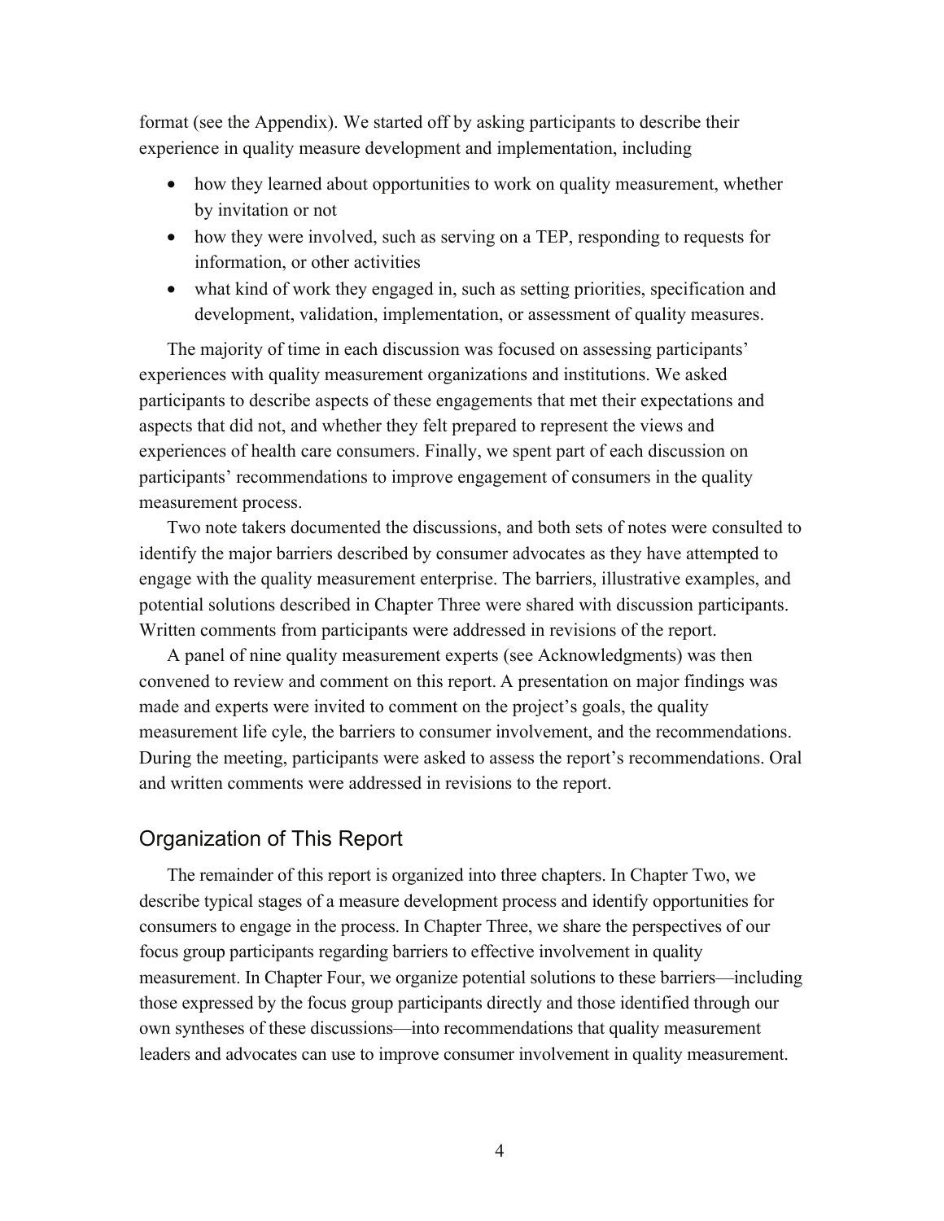format (see the Appendix). We started off by asking participants to describe their experience in quality measure development and implementation, including

- how they learned about opportunities to work on quality measurement, whether by invitation or not
- how they were involved, such as serving on a TEP, responding to requests for information, or other activities
- what kind of work they engaged in, such as setting priorities, specification and development, validation, implementation, or assessment of quality measures.

The majority of time in each discussion was focused on assessing participants' experiences with quality measurement organizations and institutions. We asked participants to describe aspects of these engagements that met their expectations and aspects that did not, and whether they felt prepared to represent the views and experiences of health care consumers. Finally, we spent part of each discussion on participants' recommendations to improve engagement of consumers in the quality measurement process.

Two note takers documented the discussions, and both sets of notes were consulted to identify the major barriers described by consumer advocates as they have attempted to engage with the quality measurement enterprise. The barriers, illustrative examples, and potential solutions described in Chapter Three were shared with discussion participants. Written comments from participants were addressed in revisions of the report.

A panel of nine quality measurement experts (see Acknowledgments) was then convened to review and comment on this report. A presentation on major findings was made and experts were invited to comment on the project's goals, the quality measurement life cyle, the barriers to consumer involvement, and the recommendations. During the meeting, participants were asked to assess the report's recommendations. Oral and written comments were addressed in revisions to the report.

## Organization of This Report

The remainder of this report is organized into three chapters. In Chapter Two, we describe typical stages of a measure development process and identify opportunities for consumers to engage in the process. In Chapter Three, we share the perspectives of our focus group participants regarding barriers to effective involvement in quality measurement. In Chapter Four, we organize potential solutions to these barriers—including those expressed by the focus group participants directly and those identified through our own syntheses of these discussions—into recommendations that quality measurement leaders and advocates can use to improve consumer involvement in quality measurement.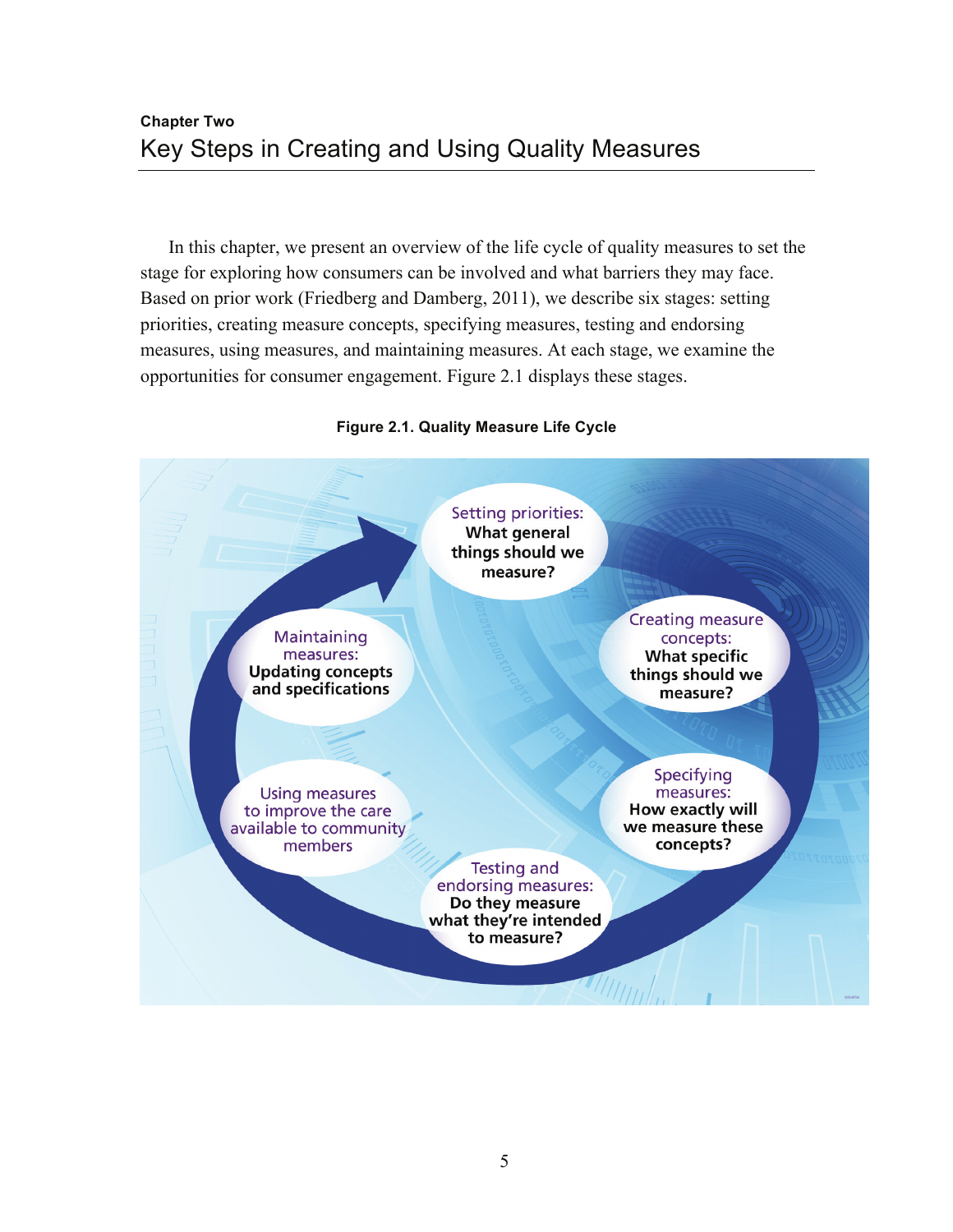Chapter Two

# Key Steps in Creating and Using Quality Measures

In this chapter, we present an overview of the life cycle of quality measures to set the stage for exploring how consumers can be involved and what barriers they may face. Based on prior work (Friedberg and Damberg, 2011), we describe six stages: setting priorities, creating measure concepts, specifying measures, testing and endorsing measures, using measures, and maintaining measures. At each stage, we examine the opportunities for consumer engagement. Figure 2.1 displays these stages.

**Figure 2.1. Quality Measure Life Cycle**

Setting priorities: **What general things should we measure?**

Creating measure concepts: **What specific things should we measure?**

Specifying measures: **How exactly will we measure these concepts?**

Testing and endorsing measures: **Do they measure what they're intended to measure?**

Using measures to improve the care available to community members

Maintaining measures: **Updating concepts and specifications**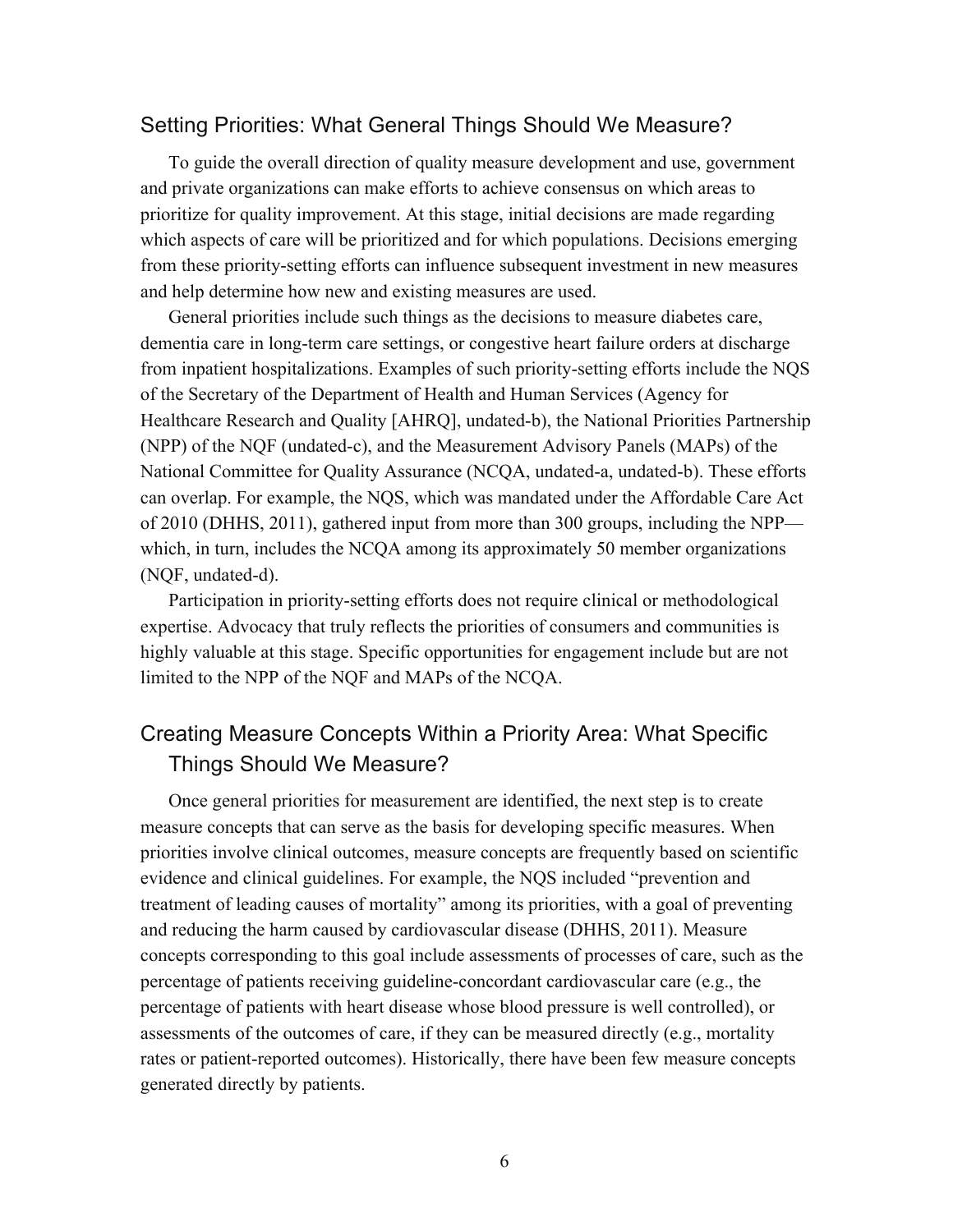## Setting Priorities: What General Things Should We Measure?

To guide the overall direction of quality measure development and use, government and private organizations can make efforts to achieve consensus on which areas to prioritize for quality improvement. At this stage, initial decisions are made regarding which aspects of care will be prioritized and for which populations. Decisions emerging from these priority-setting efforts can influence subsequent investment in new measures and help determine how new and existing measures are used.

General priorities include such things as the decisions to measure diabetes care, dementia care in long-term care settings, or congestive heart failure orders at discharge from inpatient hospitalizations. Examples of such priority-setting efforts include the NQS of the Secretary of the Department of Health and Human Services (Agency for Healthcare Research and Quality [AHRQ], undated-b), the National Priorities Partnership (NPP) of the NQF (undated-c), and the Measurement Advisory Panels (MAPs) of the National Committee for Quality Assurance (NCQA, undated-a, undated-b). These efforts can overlap. For example, the NQS, which was mandated under the Affordable Care Act of 2010 (DHHS, 2011), gathered input from more than 300 groups, including the NPP—which, in turn, includes the NCQA among its approximately 50 member organizations (NQF, undated-d).

Participation in priority-setting efforts does not require clinical or methodological expertise. Advocacy that truly reflects the priorities of consumers and communities is highly valuable at this stage. Specific opportunities for engagement include but are not limited to the NPP of the NQF and MAPs of the NCQA.

## Creating Measure Concepts Within a Priority Area: What Specific Things Should We Measure?

Once general priorities for measurement are identified, the next step is to create measure concepts that can serve as the basis for developing specific measures. When priorities involve clinical outcomes, measure concepts are frequently based on scientific evidence and clinical guidelines. For example, the NQS included "prevention and treatment of leading causes of mortality" among its priorities, with a goal of preventing and reducing the harm caused by cardiovascular disease (DHHS, 2011). Measure concepts corresponding to this goal include assessments of processes of care, such as the percentage of patients receiving guideline-concordant cardiovascular care (e.g., the percentage of patients with heart disease whose blood pressure is well controlled), or assessments of the outcomes of care, if they can be measured directly (e.g., mortality rates or patient-reported outcomes). Historically, there have been few measure concepts generated directly by patients.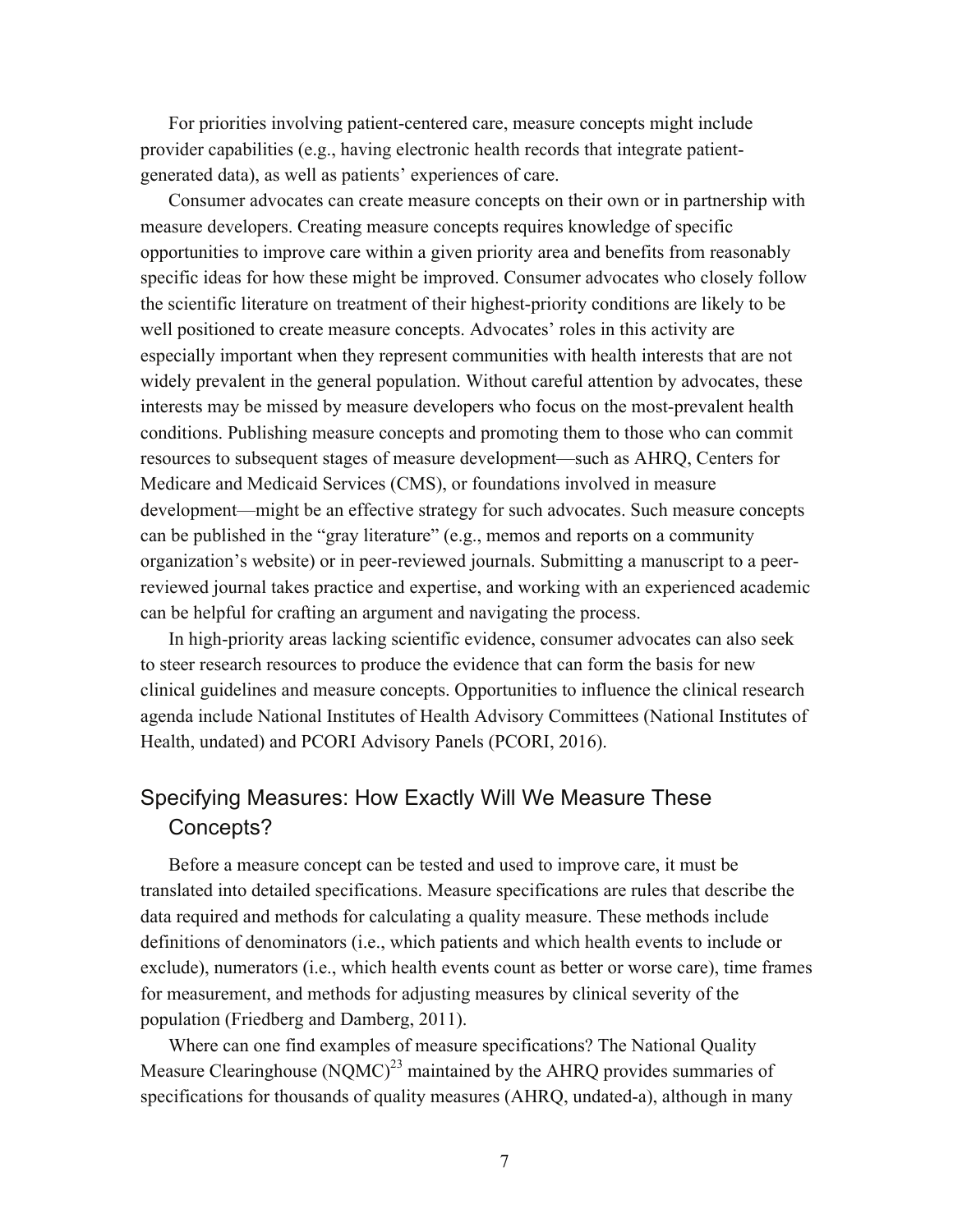For priorities involving patient-centered care, measure concepts might include provider capabilities (e.g., having electronic health records that integrate patient-generated data), as well as patients' experiences of care.

Consumer advocates can create measure concepts on their own or in partnership with measure developers. Creating measure concepts requires knowledge of specific opportunities to improve care within a given priority area and benefits from reasonably specific ideas for how these might be improved. Consumer advocates who closely follow the scientific literature on treatment of their highest-priority conditions are likely to be well positioned to create measure concepts. Advocates' roles in this activity are especially important when they represent communities with health interests that are not widely prevalent in the general population. Without careful attention by advocates, these interests may be missed by measure developers who focus on the most-prevalent health conditions. Publishing measure concepts and promoting them to those who can commit resources to subsequent stages of measure development—such as AHRQ, Centers for Medicare and Medicaid Services (CMS), or foundations involved in measure development—might be an effective strategy for such advocates. Such measure concepts can be published in the "gray literature" (e.g., memos and reports on a community organization's website) or in peer-reviewed journals. Submitting a manuscript to a peer-reviewed journal takes practice and expertise, and working with an experienced academic can be helpful for crafting an argument and navigating the process.

In high-priority areas lacking scientific evidence, consumer advocates can also seek to steer research resources to produce the evidence that can form the basis for new clinical guidelines and measure concepts. Opportunities to influence the clinical research agenda include National Institutes of Health Advisory Committees (National Institutes of Health, undated) and PCORI Advisory Panels (PCORI, 2016).

## Specifying Measures: How Exactly Will We Measure These Concepts?

Before a measure concept can be tested and used to improve care, it must be translated into detailed specifications. Measure specifications are rules that describe the data required and methods for calculating a quality measure. These methods include definitions of denominators (i.e., which patients and which health events to include or exclude), numerators (i.e., which health events count as better or worse care), time frames for measurement, and methods for adjusting measures by clinical severity of the population (Friedberg and Damberg, 2011).

Where can one find examples of measure specifications? The National Quality Measure Clearinghouse (NQMC)[23] maintained by the AHRQ provides summaries of specifications for thousands of quality measures (AHRQ, undated-a), although in many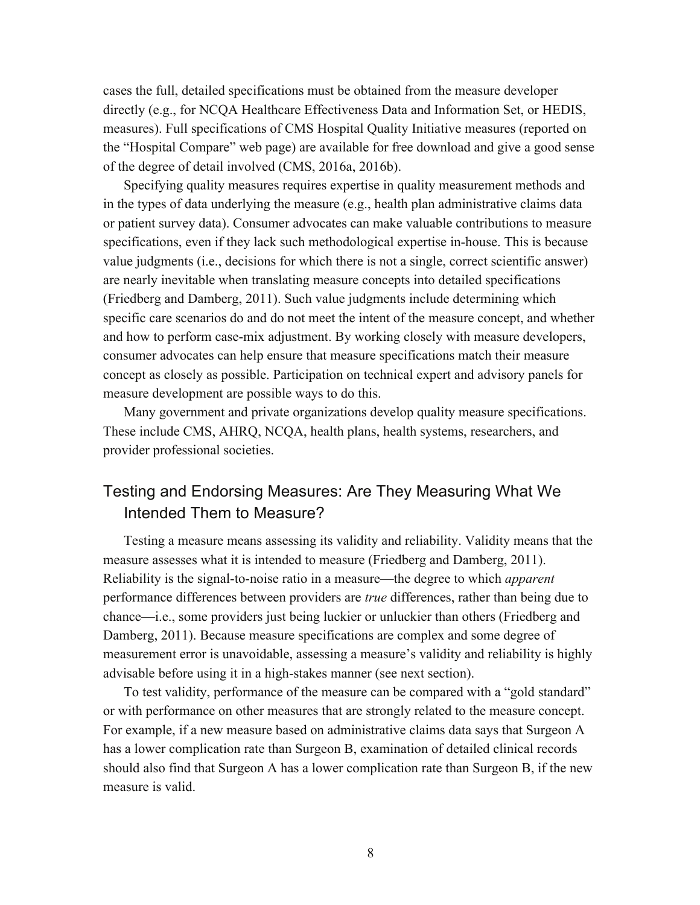cases the full, detailed specifications must be obtained from the measure developer directly (e.g., for NCQA Healthcare Effectiveness Data and Information Set, or HEDIS, measures). Full specifications of CMS Hospital Quality Initiative measures (reported on the "Hospital Compare" web page) are available for free download and give a good sense of the degree of detail involved (CMS, 2016a, 2016b).

Specifying quality measures requires expertise in quality measurement methods and in the types of data underlying the measure (e.g., health plan administrative claims data or patient survey data). Consumer advocates can make valuable contributions to measure specifications, even if they lack such methodological expertise in-house. This is because value judgments (i.e., decisions for which there is not a single, correct scientific answer) are nearly inevitable when translating measure concepts into detailed specifications (Friedberg and Damberg, 2011). Such value judgments include determining which specific care scenarios do and do not meet the intent of the measure concept, and whether and how to perform case-mix adjustment. By working closely with measure developers, consumer advocates can help ensure that measure specifications match their measure concept as closely as possible. Participation on technical expert and advisory panels for measure development are possible ways to do this.

Many government and private organizations develop quality measure specifications. These include CMS, AHRQ, NCQA, health plans, health systems, researchers, and provider professional societies.

## Testing and Endorsing Measures: Are They Measuring What We Intended Them to Measure?

Testing a measure means assessing its validity and reliability. Validity means that the measure assesses what it is intended to measure (Friedberg and Damberg, 2011). Reliability is the signal-to-noise ratio in a measure—the degree to which *apparent* performance differences between providers are *true* differences, rather than being due to chance—i.e., some providers just being luckier or unluckier than others (Friedberg and Damberg, 2011). Because measure specifications are complex and some degree of measurement error is unavoidable, assessing a measure's validity and reliability is highly advisable before using it in a high-stakes manner (see next section).

To test validity, performance of the measure can be compared with a "gold standard" or with performance on other measures that are strongly related to the measure concept. For example, if a new measure based on administrative claims data says that Surgeon A has a lower complication rate than Surgeon B, examination of detailed clinical records should also find that Surgeon A has a lower complication rate than Surgeon B, if the new measure is valid.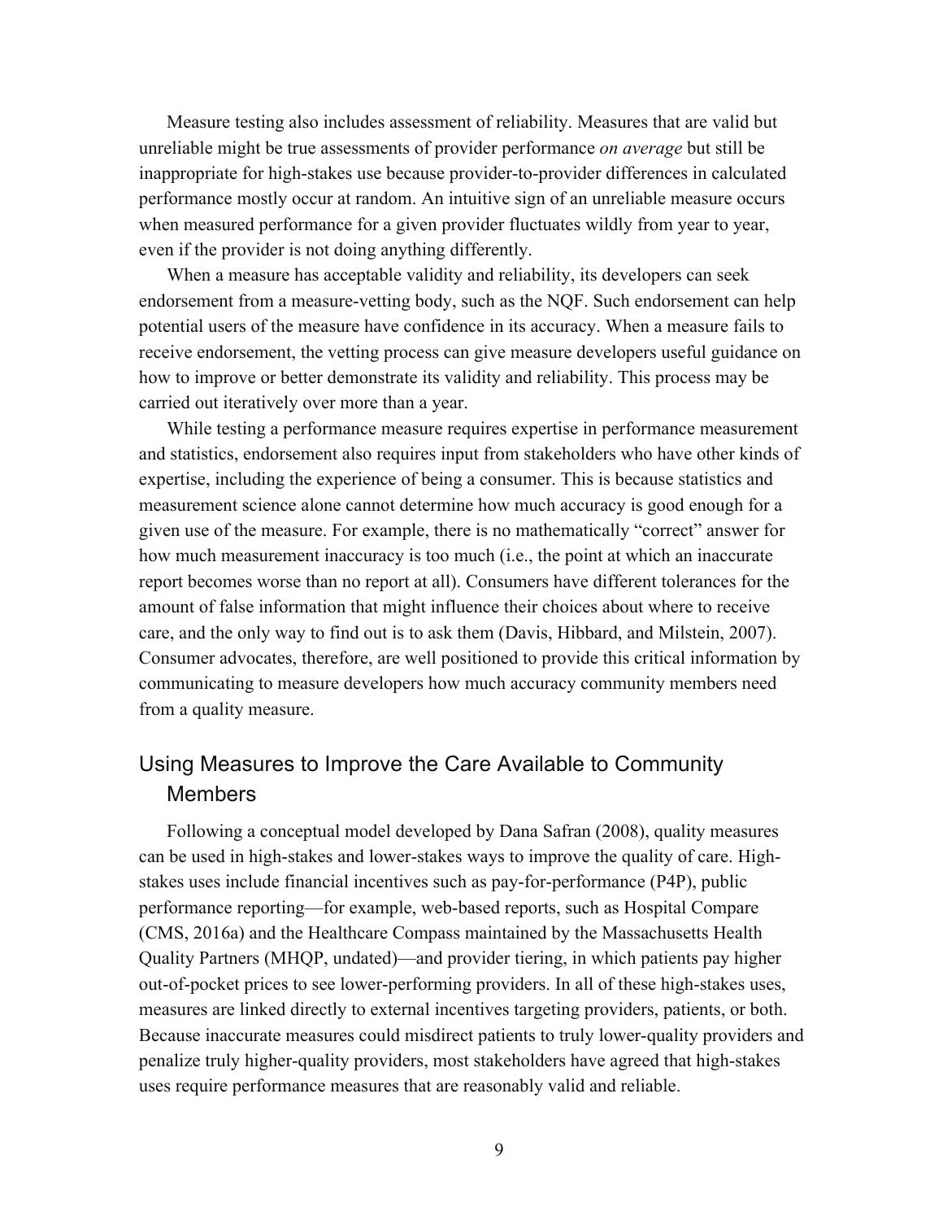Measure testing also includes assessment of reliability. Measures that are valid but unreliable might be true assessments of provider performance *on average* but still be inappropriate for high-stakes use because provider-to-provider differences in calculated performance mostly occur at random. An intuitive sign of an unreliable measure occurs when measured performance for a given provider fluctuates wildly from year to year, even if the provider is not doing anything differently.

When a measure has acceptable validity and reliability, its developers can seek endorsement from a measure-vetting body, such as the NQF. Such endorsement can help potential users of the measure have confidence in its accuracy. When a measure fails to receive endorsement, the vetting process can give measure developers useful guidance on how to improve or better demonstrate its validity and reliability. This process may be carried out iteratively over more than a year.

While testing a performance measure requires expertise in performance measurement and statistics, endorsement also requires input from stakeholders who have other kinds of expertise, including the experience of being a consumer. This is because statistics and measurement science alone cannot determine how much accuracy is good enough for a given use of the measure. For example, there is no mathematically "correct" answer for how much measurement inaccuracy is too much (i.e., the point at which an inaccurate report becomes worse than no report at all). Consumers have different tolerances for the amount of false information that might influence their choices about where to receive care, and the only way to find out is to ask them (Davis, Hibbard, and Milstein, 2007). Consumer advocates, therefore, are well positioned to provide this critical information by communicating to measure developers how much accuracy community members need from a quality measure.

## Using Measures to Improve the Care Available to Community Members

Following a conceptual model developed by Dana Safran (2008), quality measures can be used in high-stakes and lower-stakes ways to improve the quality of care. High-stakes uses include financial incentives such as pay-for-performance (P4P), public performance reporting—for example, web-based reports, such as Hospital Compare (CMS, 2016a) and the Healthcare Compass maintained by the Massachusetts Health Quality Partners (MHQP, undated)—and provider tiering, in which patients pay higher out-of-pocket prices to see lower-performing providers. In all of these high-stakes uses, measures are linked directly to external incentives targeting providers, patients, or both. Because inaccurate measures could misdirect patients to truly lower-quality providers and penalize truly higher-quality providers, most stakeholders have agreed that high-stakes uses require performance measures that are reasonably valid and reliable.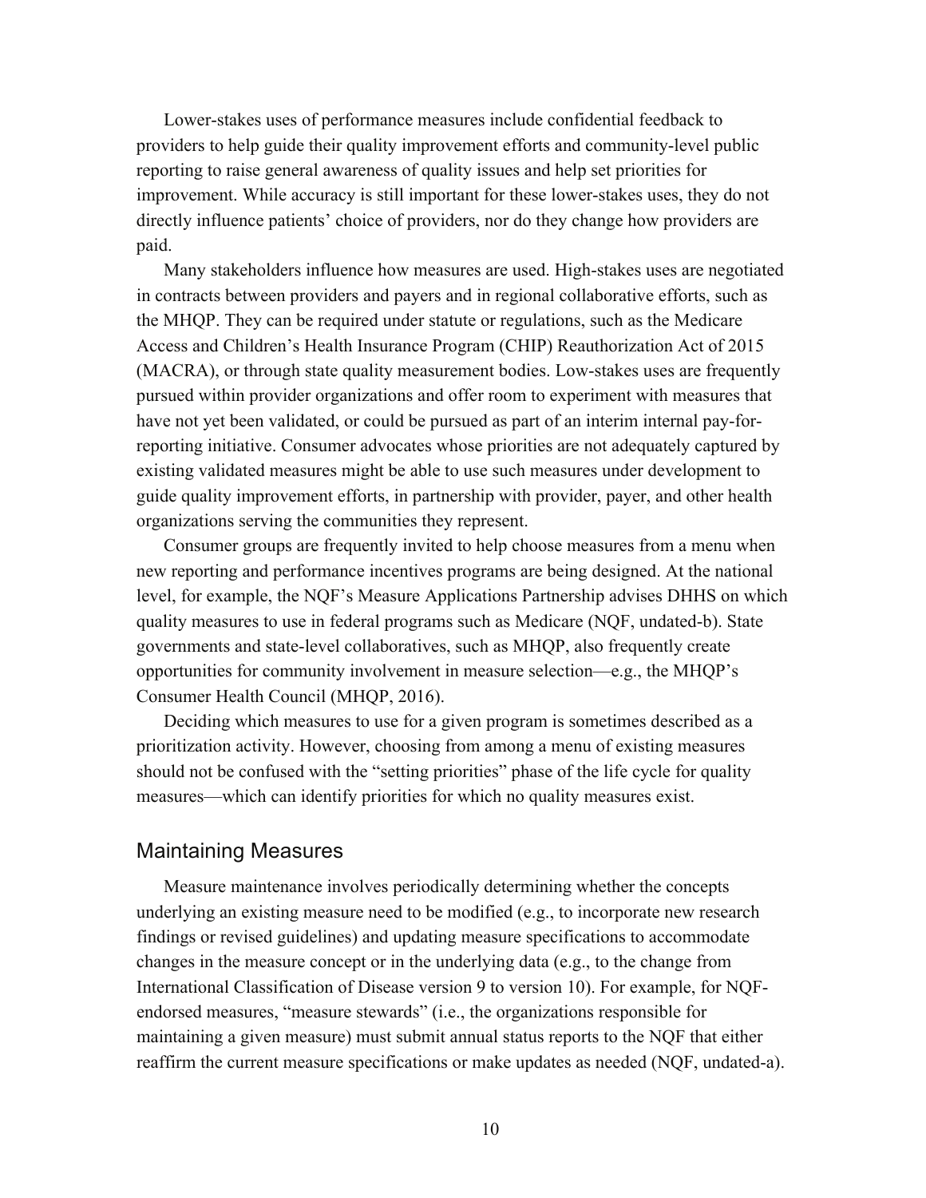Lower-stakes uses of performance measures include confidential feedback to providers to help guide their quality improvement efforts and community-level public reporting to raise general awareness of quality issues and help set priorities for improvement. While accuracy is still important for these lower-stakes uses, they do not directly influence patients' choice of providers, nor do they change how providers are paid.

Many stakeholders influence how measures are used. High-stakes uses are negotiated in contracts between providers and payers and in regional collaborative efforts, such as the MHQP. They can be required under statute or regulations, such as the Medicare Access and Children's Health Insurance Program (CHIP) Reauthorization Act of 2015 (MACRA), or through state quality measurement bodies. Low-stakes uses are frequently pursued within provider organizations and offer room to experiment with measures that have not yet been validated, or could be pursued as part of an interim internal pay-for-reporting initiative. Consumer advocates whose priorities are not adequately captured by existing validated measures might be able to use such measures under development to guide quality improvement efforts, in partnership with provider, payer, and other health organizations serving the communities they represent.

Consumer groups are frequently invited to help choose measures from a menu when new reporting and performance incentives programs are being designed. At the national level, for example, the NQF's Measure Applications Partnership advises DHHS on which quality measures to use in federal programs such as Medicare (NQF, undated-b). State governments and state-level collaboratives, such as MHQP, also frequently create opportunities for community involvement in measure selection—e.g., the MHQP's Consumer Health Council (MHQP, 2016).

Deciding which measures to use for a given program is sometimes described as a prioritization activity. However, choosing from among a menu of existing measures should not be confused with the "setting priorities" phase of the life cycle for quality measures—which can identify priorities for which no quality measures exist.

## Maintaining Measures

Measure maintenance involves periodically determining whether the concepts underlying an existing measure need to be modified (e.g., to incorporate new research findings or revised guidelines) and updating measure specifications to accommodate changes in the measure concept or in the underlying data (e.g., to the change from International Classification of Disease version 9 to version 10). For example, for NQF-endorsed measures, "measure stewards" (i.e., the organizations responsible for maintaining a given measure) must submit annual status reports to the NQF that either reaffirm the current measure specifications or make updates as needed (NQF, undated-a).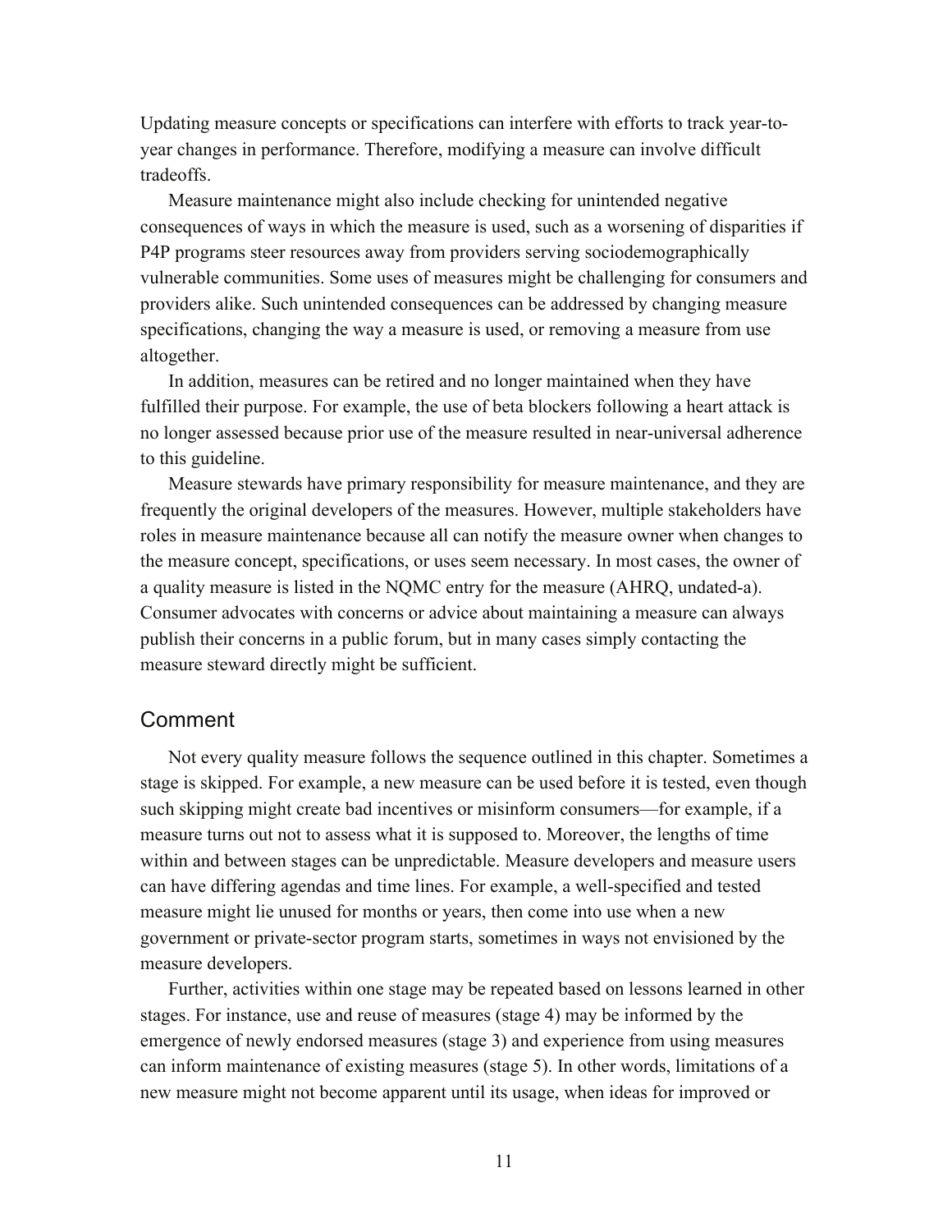Updating measure concepts or specifications can interfere with efforts to track year-to-year changes in performance. Therefore, modifying a measure can involve difficult tradeoffs.

Measure maintenance might also include checking for unintended negative consequences of ways in which the measure is used, such as a worsening of disparities if P4P programs steer resources away from providers serving sociodemographically vulnerable communities. Some uses of measures might be challenging for consumers and providers alike. Such unintended consequences can be addressed by changing measure specifications, changing the way a measure is used, or removing a measure from use altogether.

In addition, measures can be retired and no longer maintained when they have fulfilled their purpose. For example, the use of beta blockers following a heart attack is no longer assessed because prior use of the measure resulted in near-universal adherence to this guideline.

Measure stewards have primary responsibility for measure maintenance, and they are frequently the original developers of the measures. However, multiple stakeholders have roles in measure maintenance because all can notify the measure owner when changes to the measure concept, specifications, or uses seem necessary. In most cases, the owner of a quality measure is listed in the NQMC entry for the measure (AHRQ, undated-a). Consumer advocates with concerns or advice about maintaining a measure can always publish their concerns in a public forum, but in many cases simply contacting the measure steward directly might be sufficient.

## Comment

Not every quality measure follows the sequence outlined in this chapter. Sometimes a stage is skipped. For example, a new measure can be used before it is tested, even though such skipping might create bad incentives or misinform consumers—for example, if a measure turns out not to assess what it is supposed to. Moreover, the lengths of time within and between stages can be unpredictable. Measure developers and measure users can have differing agendas and time lines. For example, a well-specified and tested measure might lie unused for months or years, then come into use when a new government or private-sector program starts, sometimes in ways not envisioned by the measure developers.

Further, activities within one stage may be repeated based on lessons learned in other stages. For instance, use and reuse of measures (stage 4) may be informed by the emergence of newly endorsed measures (stage 3) and experience from using measures can inform maintenance of existing measures (stage 5). In other words, limitations of a new measure might not become apparent until its usage, when ideas for improved or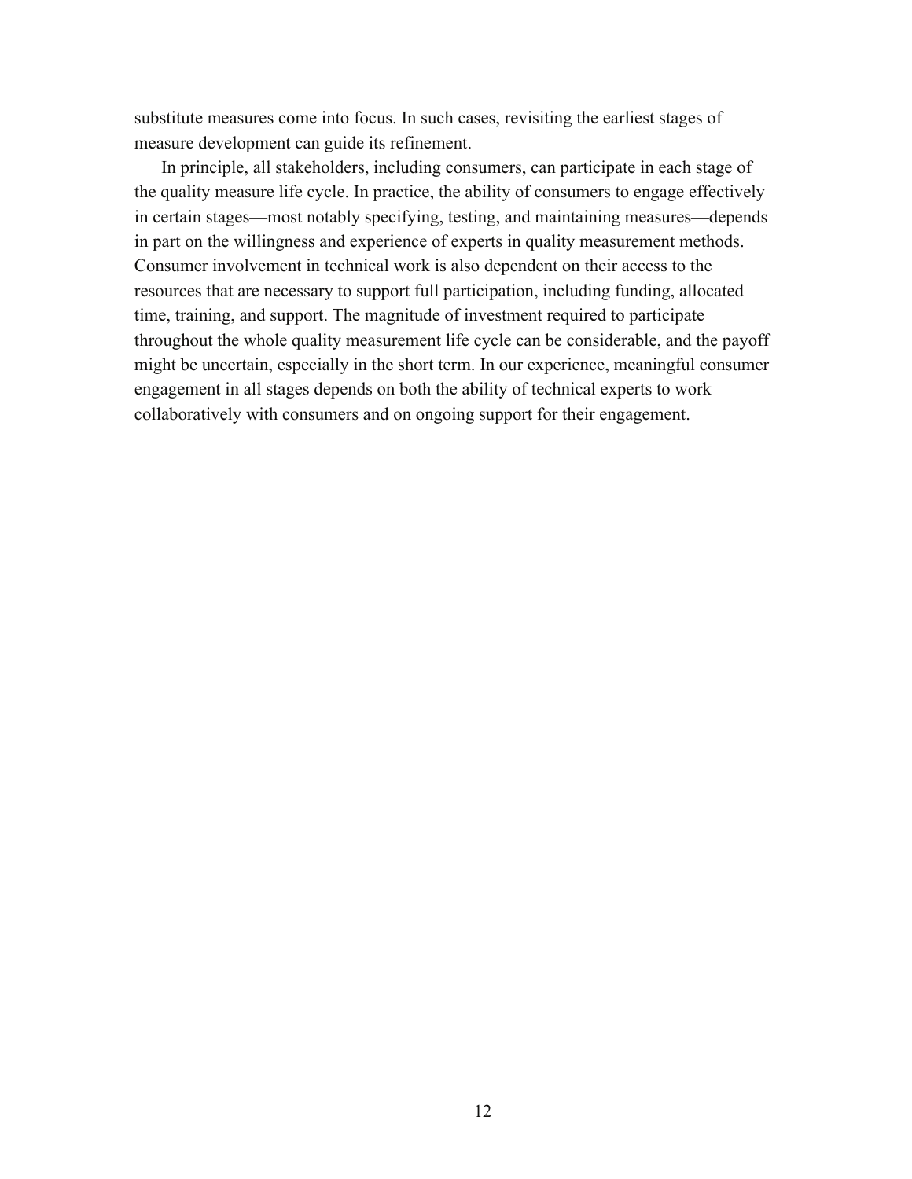substitute measures come into focus. In such cases, revisiting the earliest stages of measure development can guide its refinement.

In principle, all stakeholders, including consumers, can participate in each stage of the quality measure life cycle. In practice, the ability of consumers to engage effectively in certain stages—most notably specifying, testing, and maintaining measures—depends in part on the willingness and experience of experts in quality measurement methods. Consumer involvement in technical work is also dependent on their access to the resources that are necessary to support full participation, including funding, allocated time, training, and support. The magnitude of investment required to participate throughout the whole quality measurement life cycle can be considerable, and the payoff might be uncertain, especially in the short term. In our experience, meaningful consumer engagement in all stages depends on both the ability of technical experts to work collaboratively with consumers and on ongoing support for their engagement.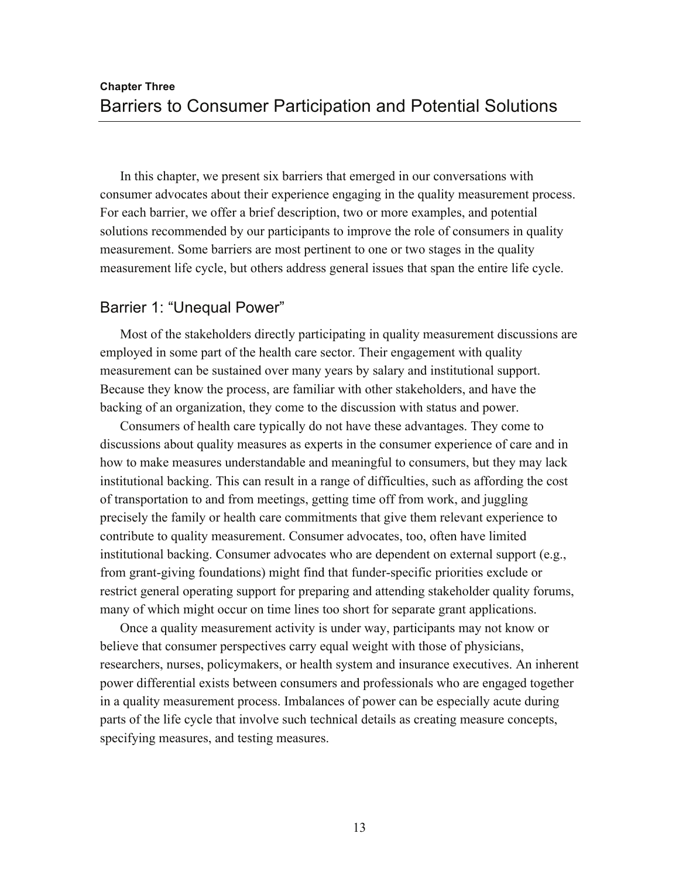**Chapter Three**

# Barriers to Consumer Participation and Potential Solutions

In this chapter, we present six barriers that emerged in our conversations with consumer advocates about their experience engaging in the quality measurement process. For each barrier, we offer a brief description, two or more examples, and potential solutions recommended by our participants to improve the role of consumers in quality measurement. Some barriers are most pertinent to one or two stages in the quality measurement life cycle, but others address general issues that span the entire life cycle.

## Barrier 1: "Unequal Power"

Most of the stakeholders directly participating in quality measurement discussions are employed in some part of the health care sector. Their engagement with quality measurement can be sustained over many years by salary and institutional support. Because they know the process, are familiar with other stakeholders, and have the backing of an organization, they come to the discussion with status and power.

Consumers of health care typically do not have these advantages. They come to discussions about quality measures as experts in the consumer experience of care and in how to make measures understandable and meaningful to consumers, but they may lack institutional backing. This can result in a range of difficulties, such as affording the cost of transportation to and from meetings, getting time off from work, and juggling precisely the family or health care commitments that give them relevant experience to contribute to quality measurement. Consumer advocates, too, often have limited institutional backing. Consumer advocates who are dependent on external support (e.g., from grant-giving foundations) might find that funder-specific priorities exclude or restrict general operating support for preparing and attending stakeholder quality forums, many of which might occur on time lines too short for separate grant applications.

Once a quality measurement activity is under way, participants may not know or believe that consumer perspectives carry equal weight with those of physicians, researchers, nurses, policymakers, or health system and insurance executives. An inherent power differential exists between consumers and professionals who are engaged together in a quality measurement process. Imbalances of power can be especially acute during parts of the life cycle that involve such technical details as creating measure concepts, specifying measures, and testing measures.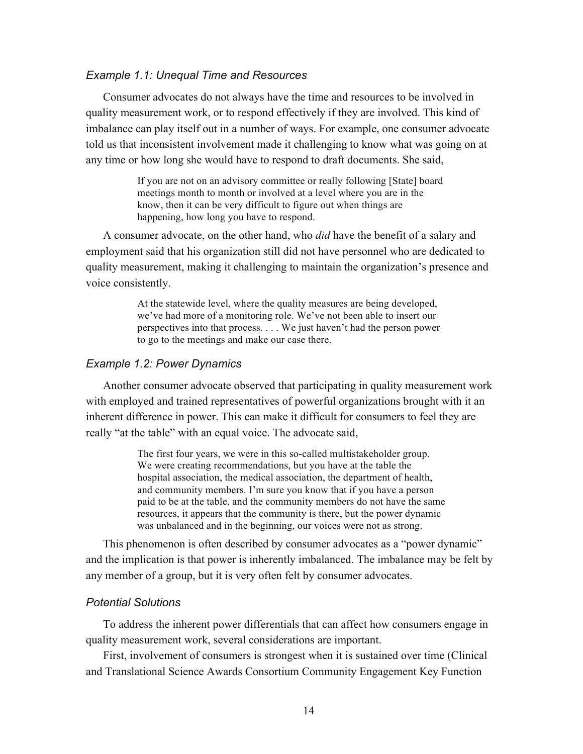### *Example 1.1: Unequal Time and Resources*

Consumer advocates do not always have the time and resources to be involved in quality measurement work, or to respond effectively if they are involved. This kind of imbalance can play itself out in a number of ways. For example, one consumer advocate told us that inconsistent involvement made it challenging to know what was going on at any time or how long she would have to respond to draft documents. She said,

> If you are not on an advisory committee or really following [State] board meetings month to month or involved at a level where you are in the know, then it can be very difficult to figure out when things are happening, how long you have to respond.

A consumer advocate, on the other hand, who *did* have the benefit of a salary and employment said that his organization still did not have personnel who are dedicated to quality measurement, making it challenging to maintain the organization's presence and voice consistently.

> At the statewide level, where the quality measures are being developed, we've had more of a monitoring role. We've not been able to insert our perspectives into that process. . . . We just haven't had the person power to go to the meetings and make our case there.

### *Example 1.2: Power Dynamics*

Another consumer advocate observed that participating in quality measurement work with employed and trained representatives of powerful organizations brought with it an inherent difference in power. This can make it difficult for consumers to feel they are really "at the table" with an equal voice. The advocate said,

> The first four years, we were in this so-called multistakeholder group. We were creating recommendations, but you have at the table the hospital association, the medical association, the department of health, and community members. I'm sure you know that if you have a person paid to be at the table, and the community members do not have the same resources, it appears that the community is there, but the power dynamic was unbalanced and in the beginning, our voices were not as strong.

This phenomenon is often described by consumer advocates as a "power dynamic" and the implication is that power is inherently imbalanced. The imbalance may be felt by any member of a group, but it is very often felt by consumer advocates.

### *Potential Solutions*

To address the inherent power differentials that can affect how consumers engage in quality measurement work, several considerations are important.

First, involvement of consumers is strongest when it is sustained over time (Clinical and Translational Science Awards Consortium Community Engagement Key Function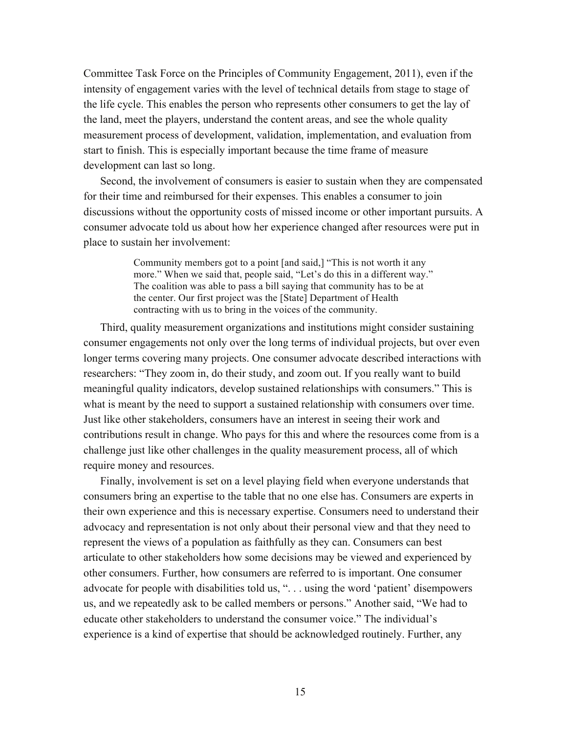Committee Task Force on the Principles of Community Engagement, 2011), even if the intensity of engagement varies with the level of technical details from stage to stage of the life cycle. This enables the person who represents other consumers to get the lay of the land, meet the players, understand the content areas, and see the whole quality measurement process of development, validation, implementation, and evaluation from start to finish. This is especially important because the time frame of measure development can last so long.

Second, the involvement of consumers is easier to sustain when they are compensated for their time and reimbursed for their expenses. This enables a consumer to join discussions without the opportunity costs of missed income or other important pursuits. A consumer advocate told us about how her experience changed after resources were put in place to sustain her involvement:

> Community members got to a point [and said,] "This is not worth it any more." When we said that, people said, "Let's do this in a different way." The coalition was able to pass a bill saying that community has to be at the center. Our first project was the [State] Department of Health contracting with us to bring in the voices of the community.

Third, quality measurement organizations and institutions might consider sustaining consumer engagements not only over the long terms of individual projects, but over even longer terms covering many projects. One consumer advocate described interactions with researchers: "They zoom in, do their study, and zoom out. If you really want to build meaningful quality indicators, develop sustained relationships with consumers." This is what is meant by the need to support a sustained relationship with consumers over time. Just like other stakeholders, consumers have an interest in seeing their work and contributions result in change. Who pays for this and where the resources come from is a challenge just like other challenges in the quality measurement process, all of which require money and resources.

Finally, involvement is set on a level playing field when everyone understands that consumers bring an expertise to the table that no one else has. Consumers are experts in their own experience and this is necessary expertise. Consumers need to understand their advocacy and representation is not only about their personal view and that they need to represent the views of a population as faithfully as they can. Consumers can best articulate to other stakeholders how some decisions may be viewed and experienced by other consumers. Further, how consumers are referred to is important. One consumer advocate for people with disabilities told us, ". . . using the word 'patient' disempowers us, and we repeatedly ask to be called members or persons." Another said, "We had to educate other stakeholders to understand the consumer voice." The individual's experience is a kind of expertise that should be acknowledged routinely. Further, any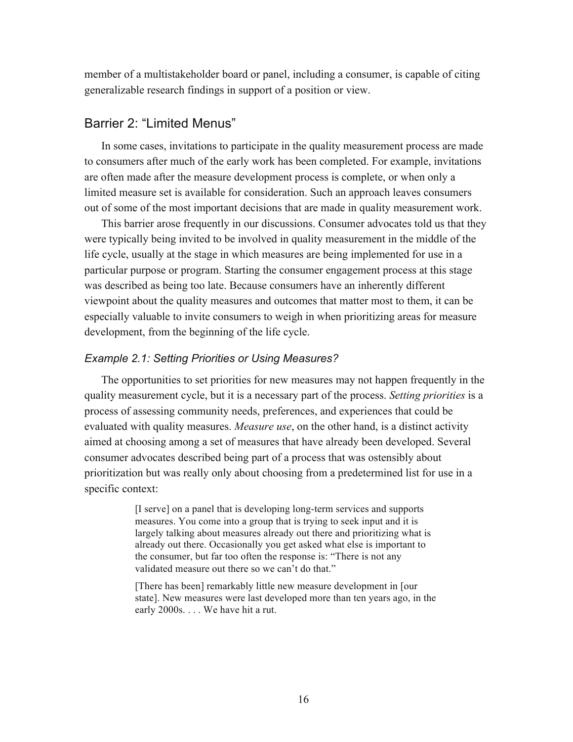member of a multistakeholder board or panel, including a consumer, is capable of citing generalizable research findings in support of a position or view.

## Barrier 2: "Limited Menus"

In some cases, invitations to participate in the quality measurement process are made to consumers after much of the early work has been completed. For example, invitations are often made after the measure development process is complete, or when only a limited measure set is available for consideration. Such an approach leaves consumers out of some of the most important decisions that are made in quality measurement work.

This barrier arose frequently in our discussions. Consumer advocates told us that they were typically being invited to be involved in quality measurement in the middle of the life cycle, usually at the stage in which measures are being implemented for use in a particular purpose or program. Starting the consumer engagement process at this stage was described as being too late. Because consumers have an inherently different viewpoint about the quality measures and outcomes that matter most to them, it can be especially valuable to invite consumers to weigh in when prioritizing areas for measure development, from the beginning of the life cycle.

### *Example 2.1: Setting Priorities or Using Measures?*

The opportunities to set priorities for new measures may not happen frequently in the quality measurement cycle, but it is a necessary part of the process. *Setting priorities* is a process of assessing community needs, preferences, and experiences that could be evaluated with quality measures. *Measure use*, on the other hand, is a distinct activity aimed at choosing among a set of measures that have already been developed. Several consumer advocates described being part of a process that was ostensibly about prioritization but was really only about choosing from a predetermined list for use in a specific context:

> [I serve] on a panel that is developing long-term services and supports measures. You come into a group that is trying to seek input and it is largely talking about measures already out there and prioritizing what is already out there. Occasionally you get asked what else is important to the consumer, but far too often the response is: "There is not any validated measure out there so we can't do that."

> [There has been] remarkably little new measure development in [our state]. New measures were last developed more than ten years ago, in the early 2000s. . . . We have hit a rut.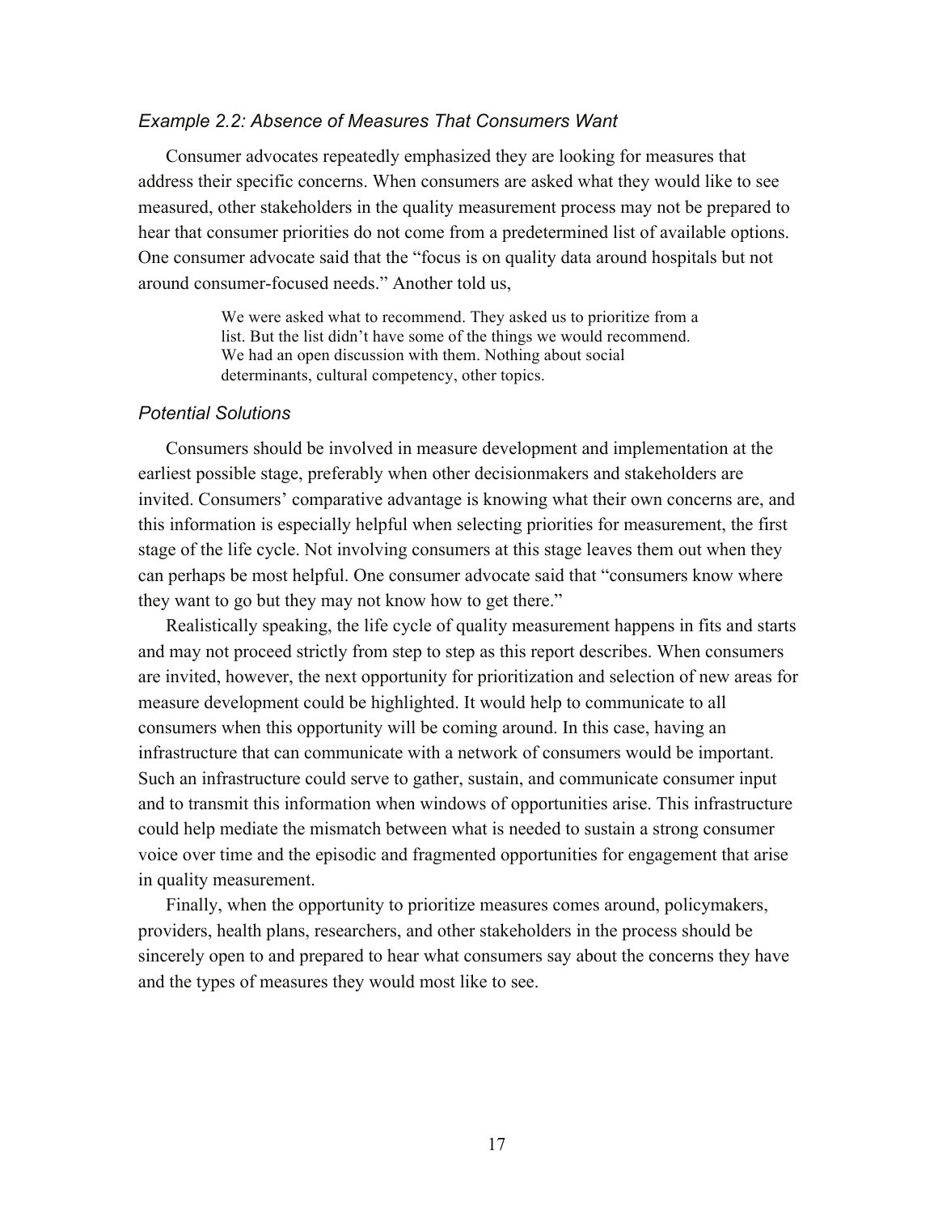### *Example 2.2: Absence of Measures That Consumers Want*

Consumer advocates repeatedly emphasized they are looking for measures that address their specific concerns. When consumers are asked what they would like to see measured, other stakeholders in the quality measurement process may not be prepared to hear that consumer priorities do not come from a predetermined list of available options. One consumer advocate said that the "focus is on quality data around hospitals but not around consumer-focused needs." Another told us,

> We were asked what to recommend. They asked us to prioritize from a list. But the list didn't have some of the things we would recommend. We had an open discussion with them. Nothing about social determinants, cultural competency, other topics.

### *Potential Solutions*

Consumers should be involved in measure development and implementation at the earliest possible stage, preferably when other decisionmakers and stakeholders are invited. Consumers' comparative advantage is knowing what their own concerns are, and this information is especially helpful when selecting priorities for measurement, the first stage of the life cycle. Not involving consumers at this stage leaves them out when they can perhaps be most helpful. One consumer advocate said that "consumers know where they want to go but they may not know how to get there."

Realistically speaking, the life cycle of quality measurement happens in fits and starts and may not proceed strictly from step to step as this report describes. When consumers are invited, however, the next opportunity for prioritization and selection of new areas for measure development could be highlighted. It would help to communicate to all consumers when this opportunity will be coming around. In this case, having an infrastructure that can communicate with a network of consumers would be important. Such an infrastructure could serve to gather, sustain, and communicate consumer input and to transmit this information when windows of opportunities arise. This infrastructure could help mediate the mismatch between what is needed to sustain a strong consumer voice over time and the episodic and fragmented opportunities for engagement that arise in quality measurement.

Finally, when the opportunity to prioritize measures comes around, policymakers, providers, health plans, researchers, and other stakeholders in the process should be sincerely open to and prepared to hear what consumers say about the concerns they have and the types of measures they would most like to see.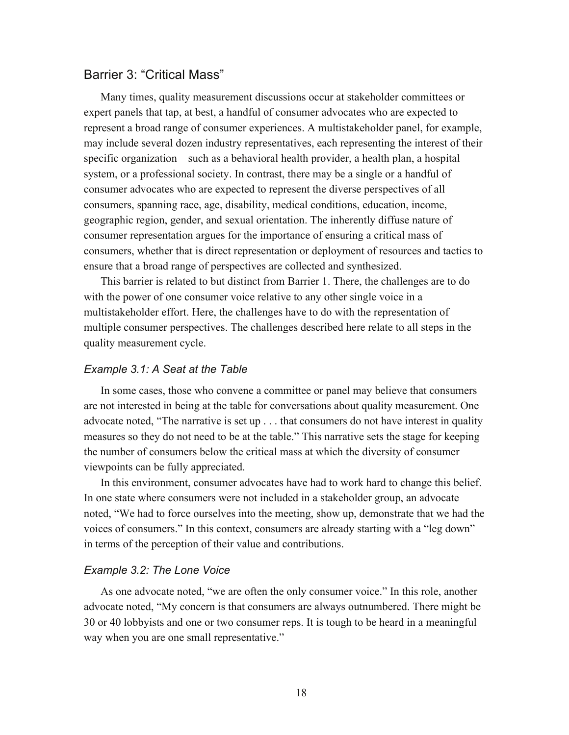## Barrier 3: "Critical Mass"

Many times, quality measurement discussions occur at stakeholder committees or expert panels that tap, at best, a handful of consumer advocates who are expected to represent a broad range of consumer experiences. A multistakeholder panel, for example, may include several dozen industry representatives, each representing the interest of their specific organization—such as a behavioral health provider, a health plan, a hospital system, or a professional society. In contrast, there may be a single or a handful of consumer advocates who are expected to represent the diverse perspectives of all consumers, spanning race, age, disability, medical conditions, education, income, geographic region, gender, and sexual orientation. The inherently diffuse nature of consumer representation argues for the importance of ensuring a critical mass of consumers, whether that is direct representation or deployment of resources and tactics to ensure that a broad range of perspectives are collected and synthesized.

This barrier is related to but distinct from Barrier 1. There, the challenges are to do with the power of one consumer voice relative to any other single voice in a multistakeholder effort. Here, the challenges have to do with the representation of multiple consumer perspectives. The challenges described here relate to all steps in the quality measurement cycle.

### *Example 3.1: A Seat at the Table*

In some cases, those who convene a committee or panel may believe that consumers are not interested in being at the table for conversations about quality measurement. One advocate noted, "The narrative is set up . . . that consumers do not have interest in quality measures so they do not need to be at the table." This narrative sets the stage for keeping the number of consumers below the critical mass at which the diversity of consumer viewpoints can be fully appreciated.

In this environment, consumer advocates have had to work hard to change this belief. In one state where consumers were not included in a stakeholder group, an advocate noted, "We had to force ourselves into the meeting, show up, demonstrate that we had the voices of consumers." In this context, consumers are already starting with a "leg down" in terms of the perception of their value and contributions.

### *Example 3.2: The Lone Voice*

As one advocate noted, "we are often the only consumer voice." In this role, another advocate noted, "My concern is that consumers are always outnumbered. There might be 30 or 40 lobbyists and one or two consumer reps. It is tough to be heard in a meaningful way when you are one small representative."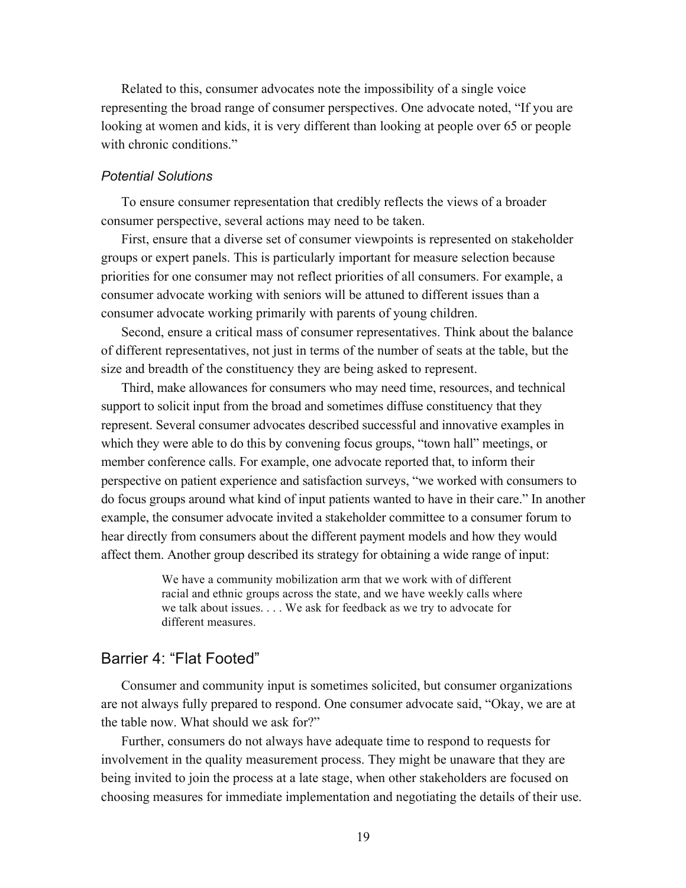Related to this, consumer advocates note the impossibility of a single voice representing the broad range of consumer perspectives. One advocate noted, "If you are looking at women and kids, it is very different than looking at people over 65 or people with chronic conditions."

### *Potential Solutions*

To ensure consumer representation that credibly reflects the views of a broader consumer perspective, several actions may need to be taken.

First, ensure that a diverse set of consumer viewpoints is represented on stakeholder groups or expert panels. This is particularly important for measure selection because priorities for one consumer may not reflect priorities of all consumers. For example, a consumer advocate working with seniors will be attuned to different issues than a consumer advocate working primarily with parents of young children.

Second, ensure a critical mass of consumer representatives. Think about the balance of different representatives, not just in terms of the number of seats at the table, but the size and breadth of the constituency they are being asked to represent.

Third, make allowances for consumers who may need time, resources, and technical support to solicit input from the broad and sometimes diffuse constituency that they represent. Several consumer advocates described successful and innovative examples in which they were able to do this by convening focus groups, "town hall" meetings, or member conference calls. For example, one advocate reported that, to inform their perspective on patient experience and satisfaction surveys, "we worked with consumers to do focus groups around what kind of input patients wanted to have in their care." In another example, the consumer advocate invited a stakeholder committee to a consumer forum to hear directly from consumers about the different payment models and how they would affect them. Another group described its strategy for obtaining a wide range of input:

> We have a community mobilization arm that we work with of different racial and ethnic groups across the state, and we have weekly calls where we talk about issues. . . . We ask for feedback as we try to advocate for different measures.

## Barrier 4: "Flat Footed"

Consumer and community input is sometimes solicited, but consumer organizations are not always fully prepared to respond. One consumer advocate said, "Okay, we are at the table now. What should we ask for?"

Further, consumers do not always have adequate time to respond to requests for involvement in the quality measurement process. They might be unaware that they are being invited to join the process at a late stage, when other stakeholders are focused on choosing measures for immediate implementation and negotiating the details of their use.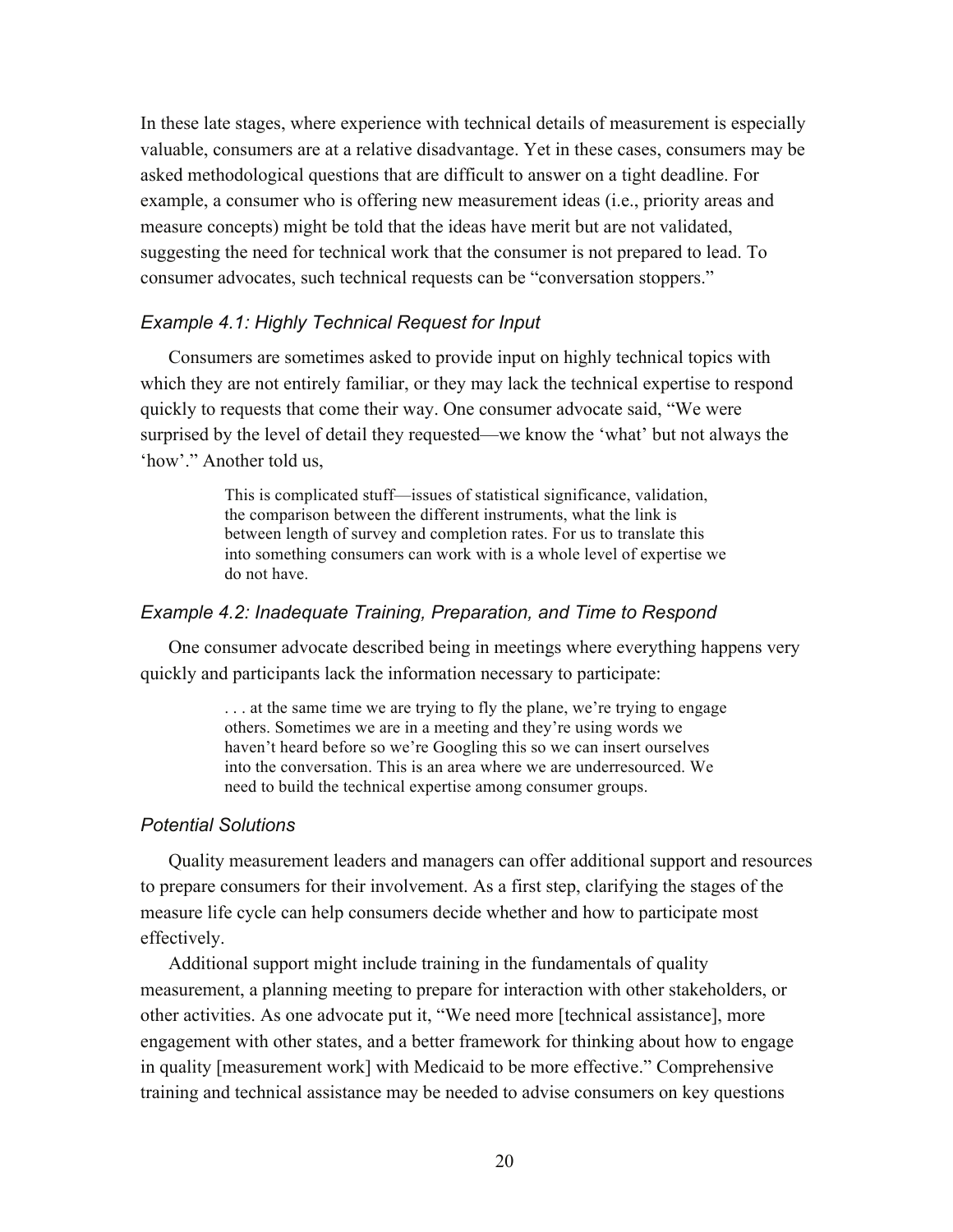In these late stages, where experience with technical details of measurement is especially valuable, consumers are at a relative disadvantage. Yet in these cases, consumers may be asked methodological questions that are difficult to answer on a tight deadline. For example, a consumer who is offering new measurement ideas (i.e., priority areas and measure concepts) might be told that the ideas have merit but are not validated, suggesting the need for technical work that the consumer is not prepared to lead. To consumer advocates, such technical requests can be "conversation stoppers."

### *Example 4.1: Highly Technical Request for Input*

Consumers are sometimes asked to provide input on highly technical topics with which they are not entirely familiar, or they may lack the technical expertise to respond quickly to requests that come their way. One consumer advocate said, "We were surprised by the level of detail they requested—we know the 'what' but not always the 'how'." Another told us,

> This is complicated stuff—issues of statistical significance, validation, the comparison between the different instruments, what the link is between length of survey and completion rates. For us to translate this into something consumers can work with is a whole level of expertise we do not have.

### *Example 4.2: Inadequate Training, Preparation, and Time to Respond*

One consumer advocate described being in meetings where everything happens very quickly and participants lack the information necessary to participate:

> . . . at the same time we are trying to fly the plane, we're trying to engage others. Sometimes we are in a meeting and they're using words we haven't heard before so we're Googling this so we can insert ourselves into the conversation. This is an area where we are underresourced. We need to build the technical expertise among consumer groups.

### *Potential Solutions*

Quality measurement leaders and managers can offer additional support and resources to prepare consumers for their involvement. As a first step, clarifying the stages of the measure life cycle can help consumers decide whether and how to participate most effectively.

Additional support might include training in the fundamentals of quality measurement, a planning meeting to prepare for interaction with other stakeholders, or other activities. As one advocate put it, "We need more [technical assistance], more engagement with other states, and a better framework for thinking about how to engage in quality [measurement work] with Medicaid to be more effective." Comprehensive training and technical assistance may be needed to advise consumers on key questions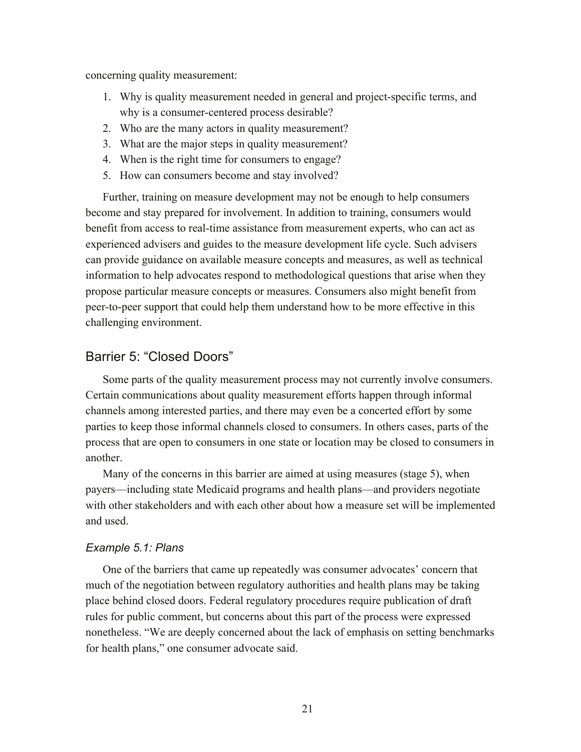concerning quality measurement:

1. Why is quality measurement needed in general and project-specific terms, and why is a consumer-centered process desirable?
2. Who are the many actors in quality measurement?
3. What are the major steps in quality measurement?
4. When is the right time for consumers to engage?
5. How can consumers become and stay involved?

Further, training on measure development may not be enough to help consumers become and stay prepared for involvement. In addition to training, consumers would benefit from access to real-time assistance from measurement experts, who can act as experienced advisers and guides to the measure development life cycle. Such advisers can provide guidance on available measure concepts and measures, as well as technical information to help advocates respond to methodological questions that arise when they propose particular measure concepts or measures. Consumers also might benefit from peer-to-peer support that could help them understand how to be more effective in this challenging environment.

## Barrier 5: “Closed Doors”

Some parts of the quality measurement process may not currently involve consumers. Certain communications about quality measurement efforts happen through informal channels among interested parties, and there may even be a concerted effort by some parties to keep those informal channels closed to consumers. In others cases, parts of the process that are open to consumers in one state or location may be closed to consumers in another.

Many of the concerns in this barrier are aimed at using measures (stage 5), when payers—including state Medicaid programs and health plans—and providers negotiate with other stakeholders and with each other about how a measure set will be implemented and used.

### *Example 5.1: Plans*

One of the barriers that came up repeatedly was consumer advocates’ concern that much of the negotiation between regulatory authorities and health plans may be taking place behind closed doors. Federal regulatory procedures require publication of draft rules for public comment, but concerns about this part of the process were expressed nonetheless. “We are deeply concerned about the lack of emphasis on setting benchmarks for health plans,” one consumer advocate said.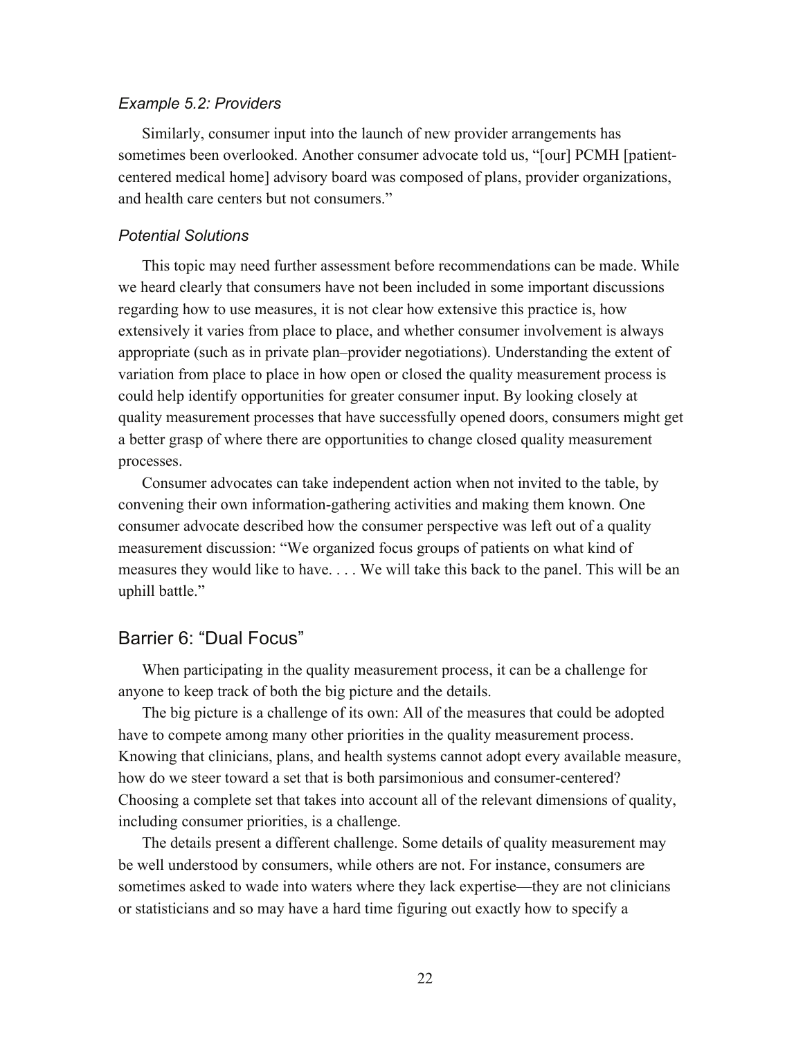### *Example 5.2: Providers*

Similarly, consumer input into the launch of new provider arrangements has sometimes been overlooked. Another consumer advocate told us, "[our] PCMH [patient-centered medical home] advisory board was composed of plans, provider organizations, and health care centers but not consumers."

### *Potential Solutions*

This topic may need further assessment before recommendations can be made. While we heard clearly that consumers have not been included in some important discussions regarding how to use measures, it is not clear how extensive this practice is, how extensively it varies from place to place, and whether consumer involvement is always appropriate (such as in private plan–provider negotiations). Understanding the extent of variation from place to place in how open or closed the quality measurement process is could help identify opportunities for greater consumer input. By looking closely at quality measurement processes that have successfully opened doors, consumers might get a better grasp of where there are opportunities to change closed quality measurement processes.

Consumer advocates can take independent action when not invited to the table, by convening their own information-gathering activities and making them known. One consumer advocate described how the consumer perspective was left out of a quality measurement discussion: "We organized focus groups of patients on what kind of measures they would like to have. . . . We will take this back to the panel. This will be an uphill battle."

## Barrier 6: "Dual Focus"

When participating in the quality measurement process, it can be a challenge for anyone to keep track of both the big picture and the details.

The big picture is a challenge of its own: All of the measures that could be adopted have to compete among many other priorities in the quality measurement process. Knowing that clinicians, plans, and health systems cannot adopt every available measure, how do we steer toward a set that is both parsimonious and consumer-centered? Choosing a complete set that takes into account all of the relevant dimensions of quality, including consumer priorities, is a challenge.

The details present a different challenge. Some details of quality measurement may be well understood by consumers, while others are not. For instance, consumers are sometimes asked to wade into waters where they lack expertise—they are not clinicians or statisticians and so may have a hard time figuring out exactly how to specify a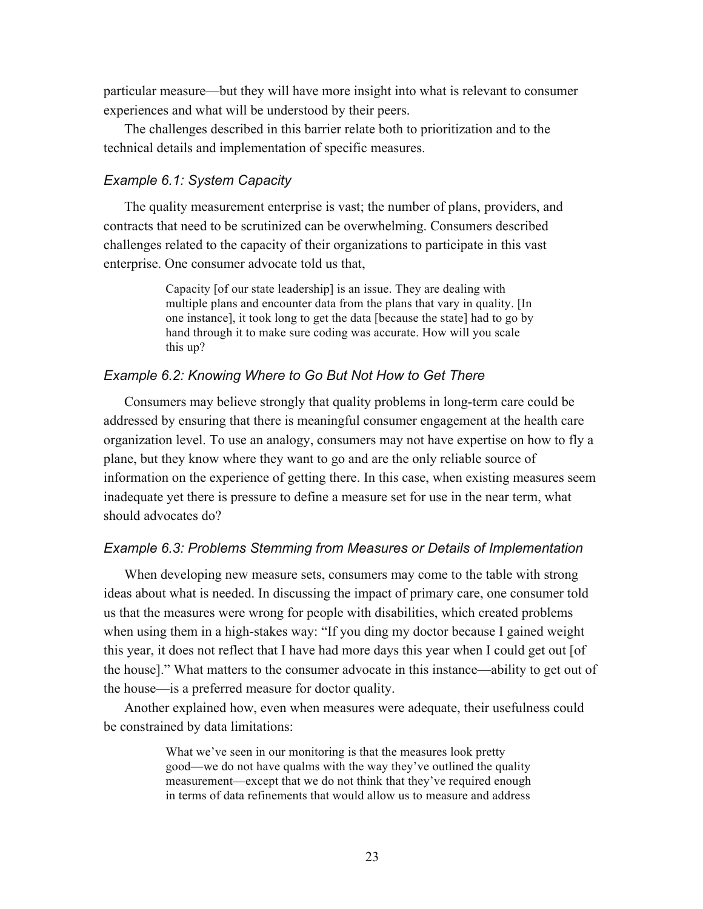particular measure—but they will have more insight into what is relevant to consumer experiences and what will be understood by their peers.

The challenges described in this barrier relate both to prioritization and to the technical details and implementation of specific measures.

### *Example 6.1: System Capacity*

The quality measurement enterprise is vast; the number of plans, providers, and contracts that need to be scrutinized can be overwhelming. Consumers described challenges related to the capacity of their organizations to participate in this vast enterprise. One consumer advocate told us that,

> Capacity [of our state leadership] is an issue. They are dealing with multiple plans and encounter data from the plans that vary in quality. [In one instance], it took long to get the data [because the state] had to go by hand through it to make sure coding was accurate. How will you scale this up?

### *Example 6.2: Knowing Where to Go But Not How to Get There*

Consumers may believe strongly that quality problems in long-term care could be addressed by ensuring that there is meaningful consumer engagement at the health care organization level. To use an analogy, consumers may not have expertise on how to fly a plane, but they know where they want to go and are the only reliable source of information on the experience of getting there. In this case, when existing measures seem inadequate yet there is pressure to define a measure set for use in the near term, what should advocates do?

### *Example 6.3: Problems Stemming from Measures or Details of Implementation*

When developing new measure sets, consumers may come to the table with strong ideas about what is needed. In discussing the impact of primary care, one consumer told us that the measures were wrong for people with disabilities, which created problems when using them in a high-stakes way: "If you ding my doctor because I gained weight this year, it does not reflect that I have had more days this year when I could get out [of the house]." What matters to the consumer advocate in this instance—ability to get out of the house—is a preferred measure for doctor quality.

Another explained how, even when measures were adequate, their usefulness could be constrained by data limitations:

> What we've seen in our monitoring is that the measures look pretty good—we do not have qualms with the way they've outlined the quality measurement—except that we do not think that they've required enough in terms of data refinements that would allow us to measure and address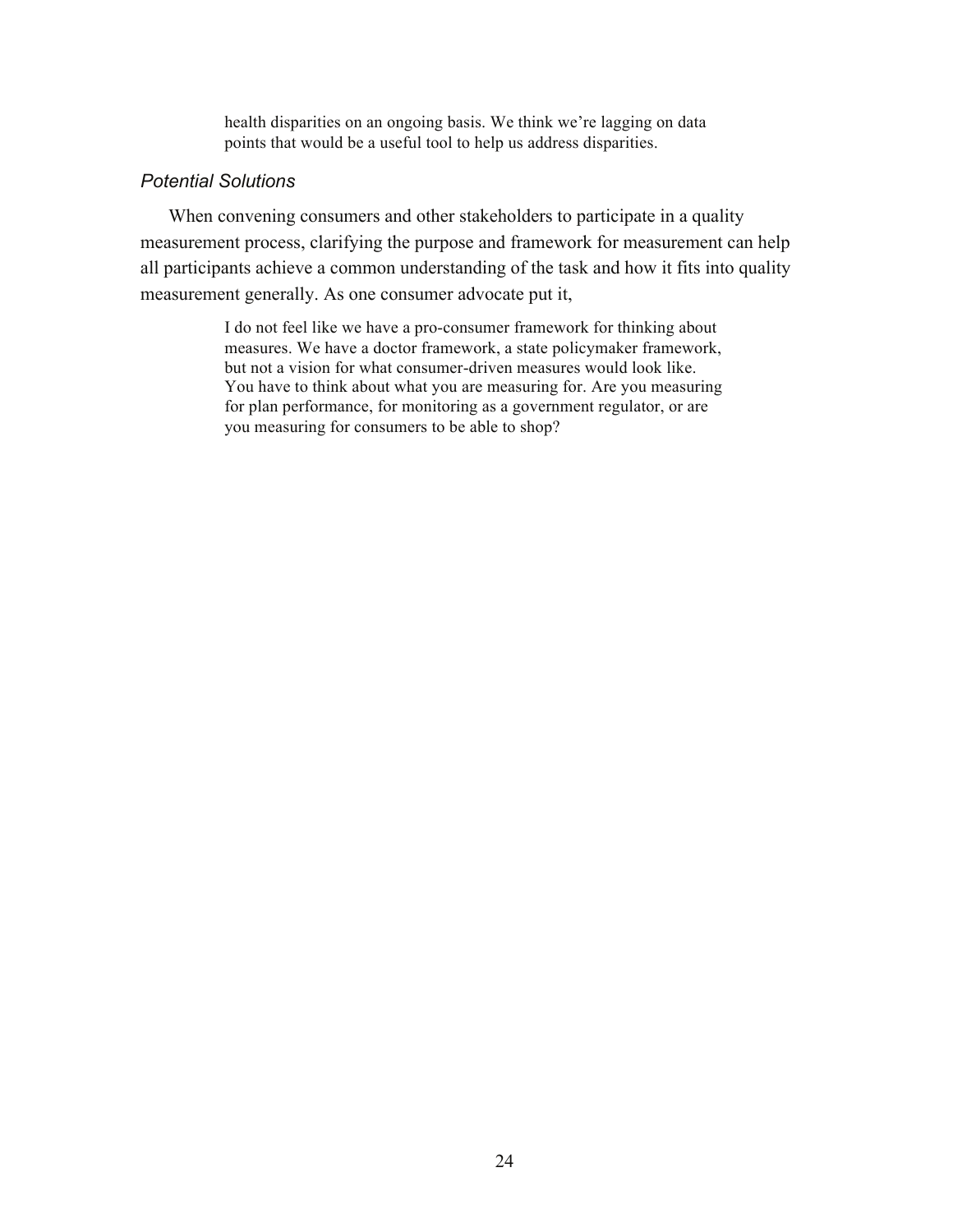> health disparities on an ongoing basis. We think we're lagging on data points that would be a useful tool to help us address disparities.

### *Potential Solutions*

When convening consumers and other stakeholders to participate in a quality measurement process, clarifying the purpose and framework for measurement can help all participants achieve a common understanding of the task and how it fits into quality measurement generally. As one consumer advocate put it,

> I do not feel like we have a pro-consumer framework for thinking about measures. We have a doctor framework, a state policymaker framework, but not a vision for what consumer-driven measures would look like. You have to think about what you are measuring for. Are you measuring for plan performance, for monitoring as a government regulator, or are you measuring for consumers to be able to shop?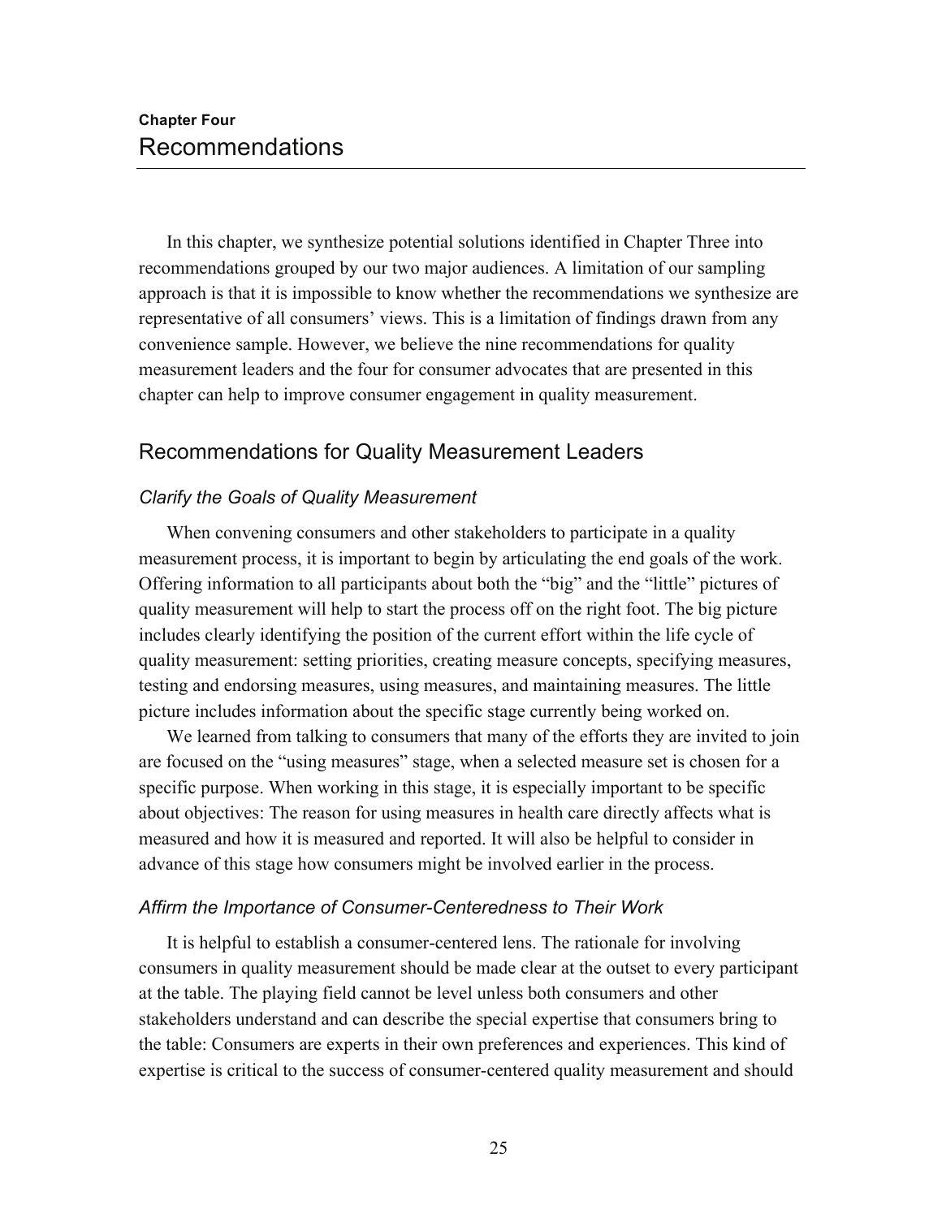# Chapter Four
# Recommendations

In this chapter, we synthesize potential solutions identified in Chapter Three into recommendations grouped by our two major audiences. A limitation of our sampling approach is that it is impossible to know whether the recommendations we synthesize are representative of all consumers' views. This is a limitation of findings drawn from any convenience sample. However, we believe the nine recommendations for quality measurement leaders and the four for consumer advocates that are presented in this chapter can help to improve consumer engagement in quality measurement.

## Recommendations for Quality Measurement Leaders

### *Clarify the Goals of Quality Measurement*

When convening consumers and other stakeholders to participate in a quality measurement process, it is important to begin by articulating the end goals of the work. Offering information to all participants about both the "big" and the "little" pictures of quality measurement will help to start the process off on the right foot. The big picture includes clearly identifying the position of the current effort within the life cycle of quality measurement: setting priorities, creating measure concepts, specifying measures, testing and endorsing measures, using measures, and maintaining measures. The little picture includes information about the specific stage currently being worked on.

We learned from talking to consumers that many of the efforts they are invited to join are focused on the "using measures" stage, when a selected measure set is chosen for a specific purpose. When working in this stage, it is especially important to be specific about objectives: The reason for using measures in health care directly affects what is measured and how it is measured and reported. It will also be helpful to consider in advance of this stage how consumers might be involved earlier in the process.

### *Affirm the Importance of Consumer-Centeredness to Their Work*

It is helpful to establish a consumer-centered lens. The rationale for involving consumers in quality measurement should be made clear at the outset to every participant at the table. The playing field cannot be level unless both consumers and other stakeholders understand and can describe the special expertise that consumers bring to the table: Consumers are experts in their own preferences and experiences. This kind of expertise is critical to the success of consumer-centered quality measurement and should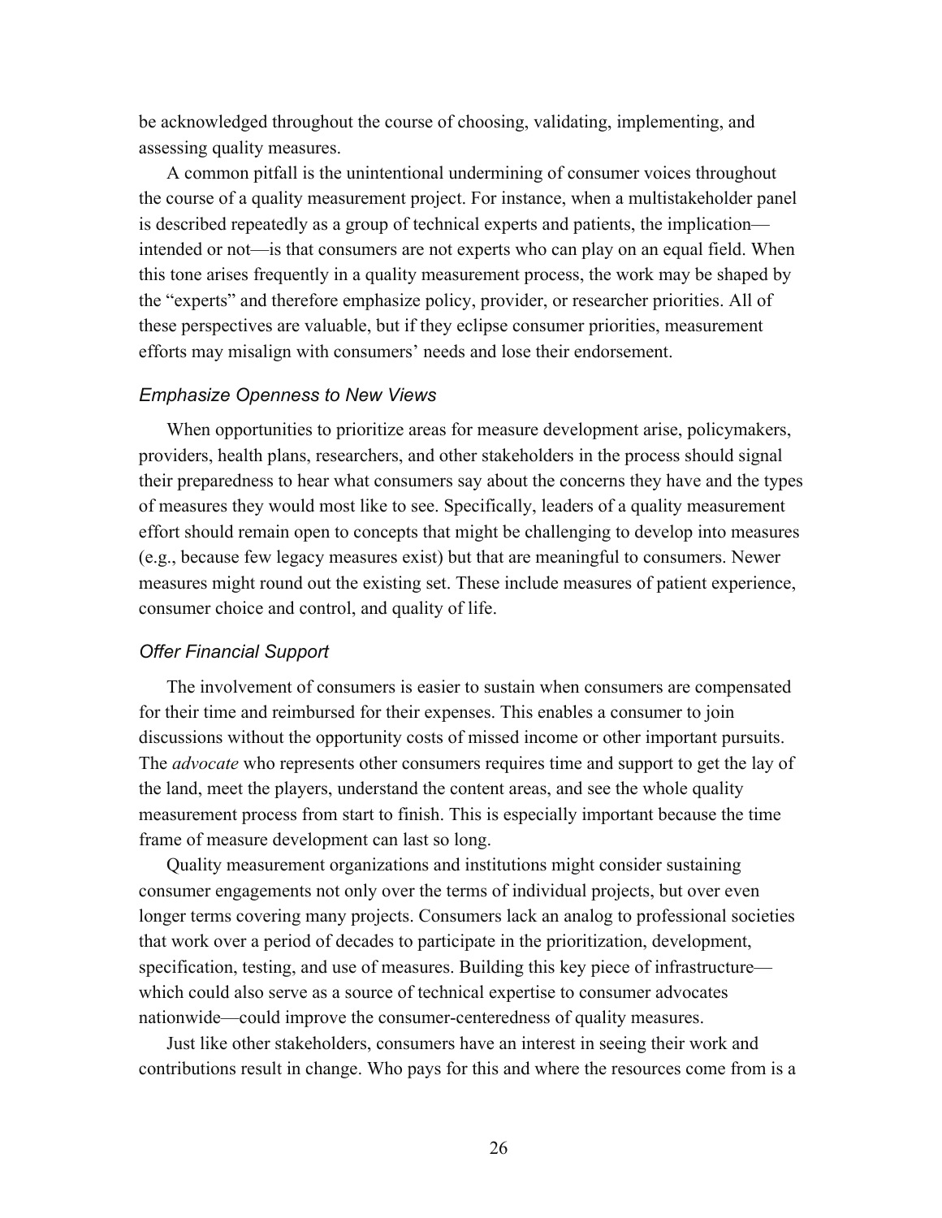be acknowledged throughout the course of choosing, validating, implementing, and assessing quality measures.

A common pitfall is the unintentional undermining of consumer voices throughout the course of a quality measurement project. For instance, when a multistakeholder panel is described repeatedly as a group of technical experts and patients, the implication—intended or not—is that consumers are not experts who can play on an equal field. When this tone arises frequently in a quality measurement process, the work may be shaped by the "experts" and therefore emphasize policy, provider, or researcher priorities. All of these perspectives are valuable, but if they eclipse consumer priorities, measurement efforts may misalign with consumers' needs and lose their endorsement.

### *Emphasize Openness to New Views*

When opportunities to prioritize areas for measure development arise, policymakers, providers, health plans, researchers, and other stakeholders in the process should signal their preparedness to hear what consumers say about the concerns they have and the types of measures they would most like to see. Specifically, leaders of a quality measurement effort should remain open to concepts that might be challenging to develop into measures (e.g., because few legacy measures exist) but that are meaningful to consumers. Newer measures might round out the existing set. These include measures of patient experience, consumer choice and control, and quality of life.

### *Offer Financial Support*

The involvement of consumers is easier to sustain when consumers are compensated for their time and reimbursed for their expenses. This enables a consumer to join discussions without the opportunity costs of missed income or other important pursuits. The *advocate* who represents other consumers requires time and support to get the lay of the land, meet the players, understand the content areas, and see the whole quality measurement process from start to finish. This is especially important because the time frame of measure development can last so long.

Quality measurement organizations and institutions might consider sustaining consumer engagements not only over the terms of individual projects, but over even longer terms covering many projects. Consumers lack an analog to professional societies that work over a period of decades to participate in the prioritization, development, specification, testing, and use of measures. Building this key piece of infrastructure—which could also serve as a source of technical expertise to consumer advocates nationwide—could improve the consumer-centeredness of quality measures.

Just like other stakeholders, consumers have an interest in seeing their work and contributions result in change. Who pays for this and where the resources come from is a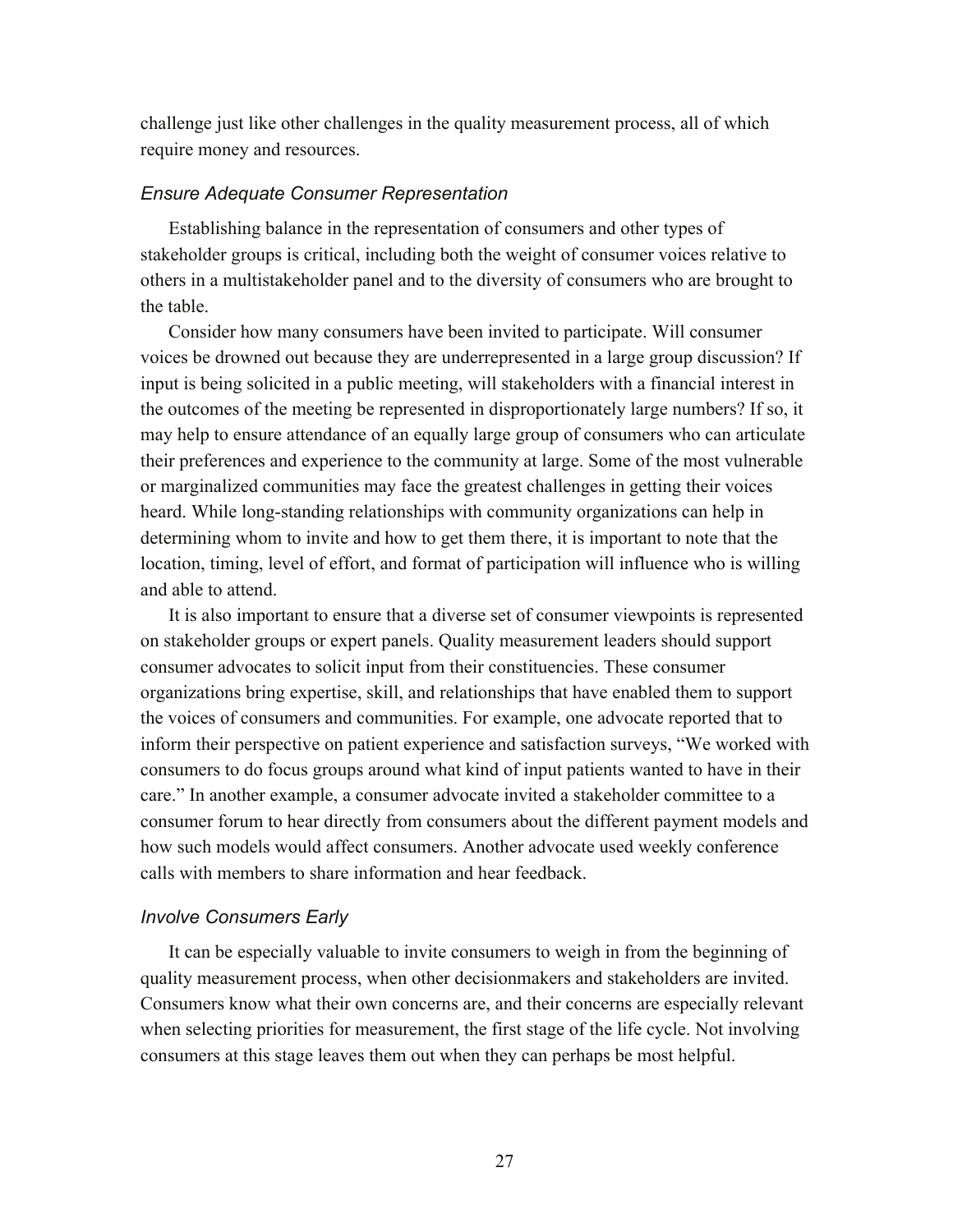challenge just like other challenges in the quality measurement process, all of which require money and resources.

### *Ensure Adequate Consumer Representation*

Establishing balance in the representation of consumers and other types of stakeholder groups is critical, including both the weight of consumer voices relative to others in a multistakeholder panel and to the diversity of consumers who are brought to the table.

Consider how many consumers have been invited to participate. Will consumer voices be drowned out because they are underrepresented in a large group discussion? If input is being solicited in a public meeting, will stakeholders with a financial interest in the outcomes of the meeting be represented in disproportionately large numbers? If so, it may help to ensure attendance of an equally large group of consumers who can articulate their preferences and experience to the community at large. Some of the most vulnerable or marginalized communities may face the greatest challenges in getting their voices heard. While long-standing relationships with community organizations can help in determining whom to invite and how to get them there, it is important to note that the location, timing, level of effort, and format of participation will influence who is willing and able to attend.

It is also important to ensure that a diverse set of consumer viewpoints is represented on stakeholder groups or expert panels. Quality measurement leaders should support consumer advocates to solicit input from their constituencies. These consumer organizations bring expertise, skill, and relationships that have enabled them to support the voices of consumers and communities. For example, one advocate reported that to inform their perspective on patient experience and satisfaction surveys, "We worked with consumers to do focus groups around what kind of input patients wanted to have in their care." In another example, a consumer advocate invited a stakeholder committee to a consumer forum to hear directly from consumers about the different payment models and how such models would affect consumers. Another advocate used weekly conference calls with members to share information and hear feedback.

### *Involve Consumers Early*

It can be especially valuable to invite consumers to weigh in from the beginning of quality measurement process, when other decisionmakers and stakeholders are invited. Consumers know what their own concerns are, and their concerns are especially relevant when selecting priorities for measurement, the first stage of the life cycle. Not involving consumers at this stage leaves them out when they can perhaps be most helpful.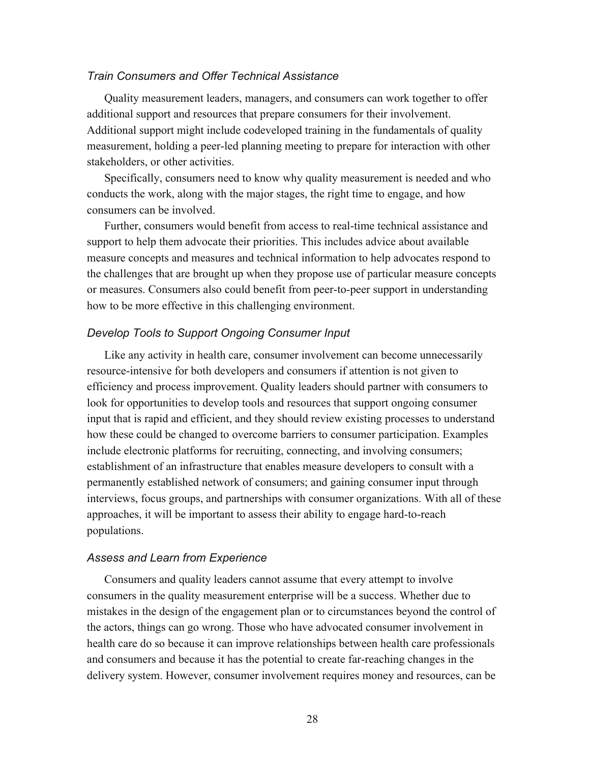### *Train Consumers and Offer Technical Assistance*

Quality measurement leaders, managers, and consumers can work together to offer additional support and resources that prepare consumers for their involvement. Additional support might include codeveloped training in the fundamentals of quality measurement, holding a peer-led planning meeting to prepare for interaction with other stakeholders, or other activities.

Specifically, consumers need to know why quality measurement is needed and who conducts the work, along with the major stages, the right time to engage, and how consumers can be involved.

Further, consumers would benefit from access to real-time technical assistance and support to help them advocate their priorities. This includes advice about available measure concepts and measures and technical information to help advocates respond to the challenges that are brought up when they propose use of particular measure concepts or measures. Consumers also could benefit from peer-to-peer support in understanding how to be more effective in this challenging environment.

### *Develop Tools to Support Ongoing Consumer Input*

Like any activity in health care, consumer involvement can become unnecessarily resource-intensive for both developers and consumers if attention is not given to efficiency and process improvement. Quality leaders should partner with consumers to look for opportunities to develop tools and resources that support ongoing consumer input that is rapid and efficient, and they should review existing processes to understand how these could be changed to overcome barriers to consumer participation. Examples include electronic platforms for recruiting, connecting, and involving consumers; establishment of an infrastructure that enables measure developers to consult with a permanently established network of consumers; and gaining consumer input through interviews, focus groups, and partnerships with consumer organizations. With all of these approaches, it will be important to assess their ability to engage hard-to-reach populations.

### *Assess and Learn from Experience*

Consumers and quality leaders cannot assume that every attempt to involve consumers in the quality measurement enterprise will be a success. Whether due to mistakes in the design of the engagement plan or to circumstances beyond the control of the actors, things can go wrong. Those who have advocated consumer involvement in health care do so because it can improve relationships between health care professionals and consumers and because it has the potential to create far-reaching changes in the delivery system. However, consumer involvement requires money and resources, can be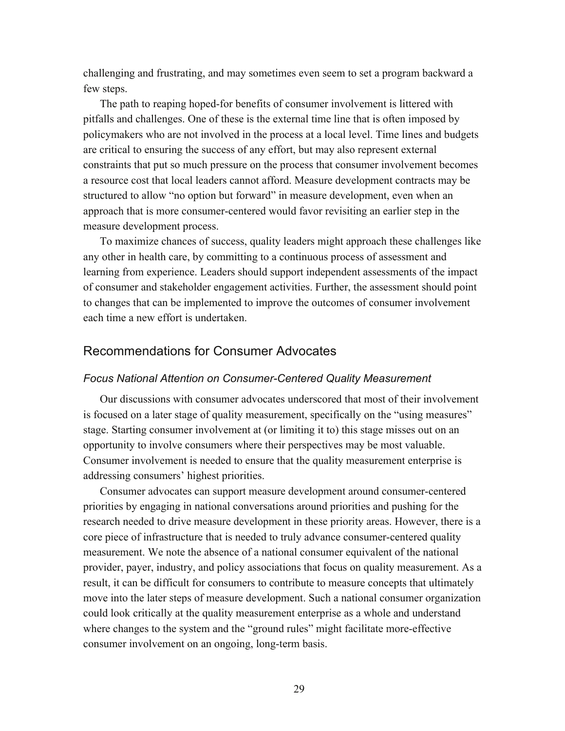challenging and frustrating, and may sometimes even seem to set a program backward a few steps.

The path to reaping hoped-for benefits of consumer involvement is littered with pitfalls and challenges. One of these is the external time line that is often imposed by policymakers who are not involved in the process at a local level. Time lines and budgets are critical to ensuring the success of any effort, but may also represent external constraints that put so much pressure on the process that consumer involvement becomes a resource cost that local leaders cannot afford. Measure development contracts may be structured to allow "no option but forward" in measure development, even when an approach that is more consumer-centered would favor revisiting an earlier step in the measure development process.

To maximize chances of success, quality leaders might approach these challenges like any other in health care, by committing to a continuous process of assessment and learning from experience. Leaders should support independent assessments of the impact of consumer and stakeholder engagement activities. Further, the assessment should point to changes that can be implemented to improve the outcomes of consumer involvement each time a new effort is undertaken.

## Recommendations for Consumer Advocates

### *Focus National Attention on Consumer-Centered Quality Measurement*

Our discussions with consumer advocates underscored that most of their involvement is focused on a later stage of quality measurement, specifically on the "using measures" stage. Starting consumer involvement at (or limiting it to) this stage misses out on an opportunity to involve consumers where their perspectives may be most valuable. Consumer involvement is needed to ensure that the quality measurement enterprise is addressing consumers' highest priorities.

Consumer advocates can support measure development around consumer-centered priorities by engaging in national conversations around priorities and pushing for the research needed to drive measure development in these priority areas. However, there is a core piece of infrastructure that is needed to truly advance consumer-centered quality measurement. We note the absence of a national consumer equivalent of the national provider, payer, industry, and policy associations that focus on quality measurement. As a result, it can be difficult for consumers to contribute to measure concepts that ultimately move into the later steps of measure development. Such a national consumer organization could look critically at the quality measurement enterprise as a whole and understand where changes to the system and the "ground rules" might facilitate more-effective consumer involvement on an ongoing, long-term basis.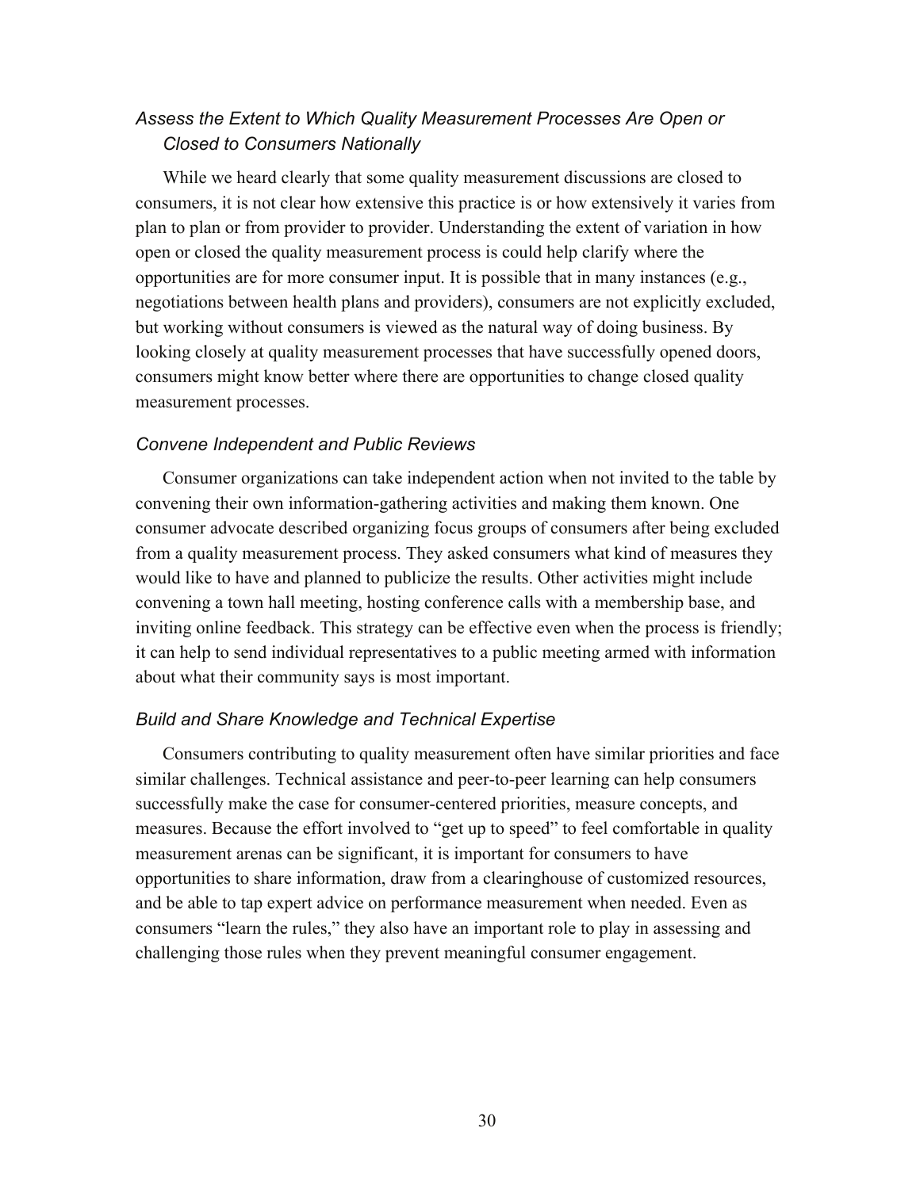### *Assess the Extent to Which Quality Measurement Processes Are Open or Closed to Consumers Nationally*

While we heard clearly that some quality measurement discussions are closed to consumers, it is not clear how extensive this practice is or how extensively it varies from plan to plan or from provider to provider. Understanding the extent of variation in how open or closed the quality measurement process is could help clarify where the opportunities are for more consumer input. It is possible that in many instances (e.g., negotiations between health plans and providers), consumers are not explicitly excluded, but working without consumers is viewed as the natural way of doing business. By looking closely at quality measurement processes that have successfully opened doors, consumers might know better where there are opportunities to change closed quality measurement processes.

### *Convene Independent and Public Reviews*

Consumer organizations can take independent action when not invited to the table by convening their own information-gathering activities and making them known. One consumer advocate described organizing focus groups of consumers after being excluded from a quality measurement process. They asked consumers what kind of measures they would like to have and planned to publicize the results. Other activities might include convening a town hall meeting, hosting conference calls with a membership base, and inviting online feedback. This strategy can be effective even when the process is friendly; it can help to send individual representatives to a public meeting armed with information about what their community says is most important.

### *Build and Share Knowledge and Technical Expertise*

Consumers contributing to quality measurement often have similar priorities and face similar challenges. Technical assistance and peer-to-peer learning can help consumers successfully make the case for consumer-centered priorities, measure concepts, and measures. Because the effort involved to "get up to speed" to feel comfortable in quality measurement arenas can be significant, it is important for consumers to have opportunities to share information, draw from a clearinghouse of customized resources, and be able to tap expert advice on performance measurement when needed. Even as consumers "learn the rules," they also have an important role to play in assessing and challenging those rules when they prevent meaningful consumer engagement.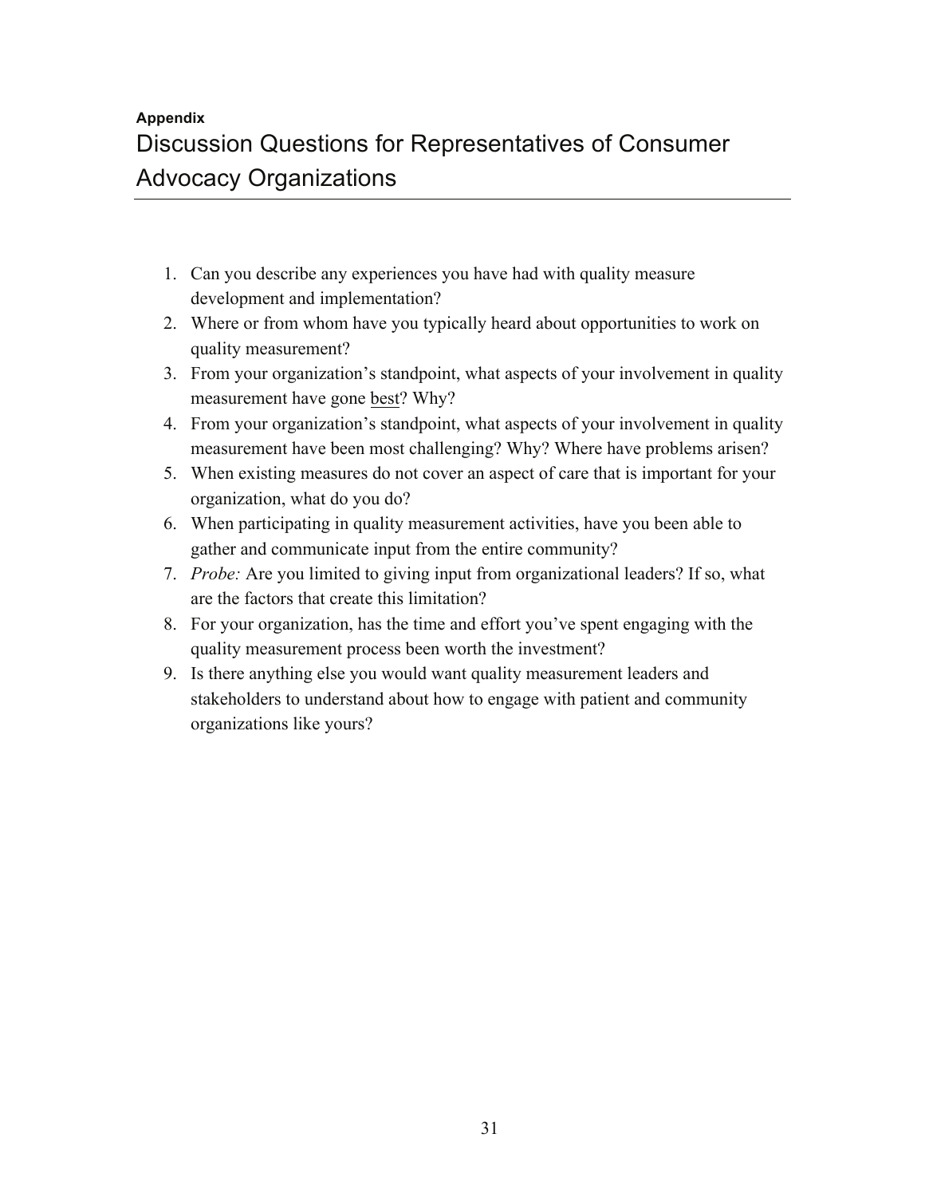**Appendix**

# Discussion Questions for Representatives of Consumer Advocacy Organizations

1. Can you describe any experiences you have had with quality measure development and implementation?
2. Where or from whom have you typically heard about opportunities to work on quality measurement?
3. From your organization's standpoint, what aspects of your involvement in quality measurement have gone best? Why?
4. From your organization's standpoint, what aspects of your involvement in quality measurement have been most challenging? Why? Where have problems arisen?
5. When existing measures do not cover an aspect of care that is important for your organization, what do you do?
6. When participating in quality measurement activities, have you been able to gather and communicate input from the entire community?
7. *Probe:* Are you limited to giving input from organizational leaders? If so, what are the factors that create this limitation?
8. For your organization, has the time and effort you've spent engaging with the quality measurement process been worth the investment?
9. Is there anything else you would want quality measurement leaders and stakeholders to understand about how to engage with patient and community organizations like yours?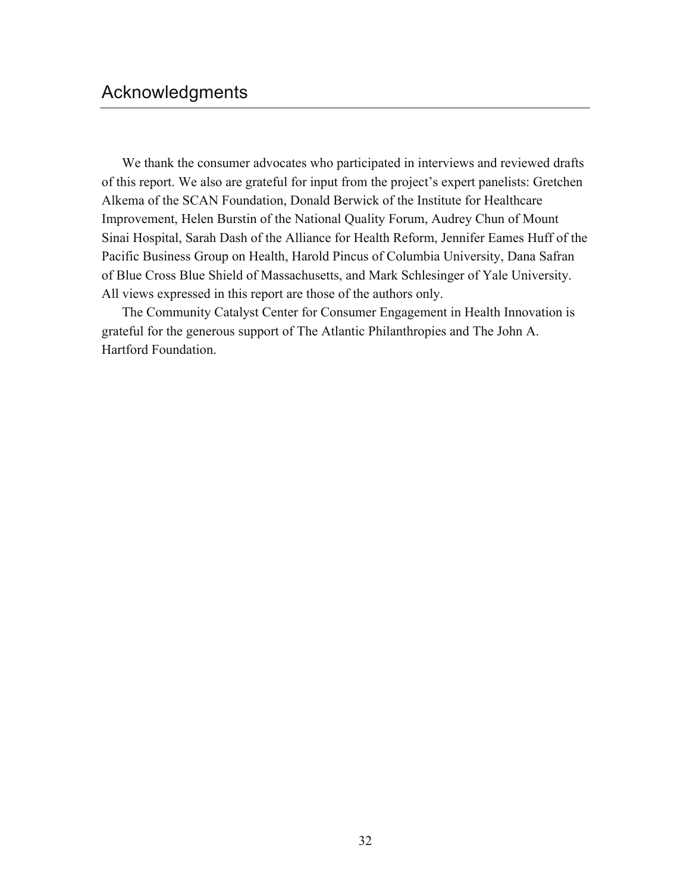## Acknowledgments

We thank the consumer advocates who participated in interviews and reviewed drafts of this report. We also are grateful for input from the project's expert panelists: Gretchen Alkema of the SCAN Foundation, Donald Berwick of the Institute for Healthcare Improvement, Helen Burstin of the National Quality Forum, Audrey Chun of Mount Sinai Hospital, Sarah Dash of the Alliance for Health Reform, Jennifer Eames Huff of the Pacific Business Group on Health, Harold Pincus of Columbia University, Dana Safran of Blue Cross Blue Shield of Massachusetts, and Mark Schlesinger of Yale University. All views expressed in this report are those of the authors only.

The Community Catalyst Center for Consumer Engagement in Health Innovation is grateful for the generous support of The Atlantic Philanthropies and The John A. Hartford Foundation.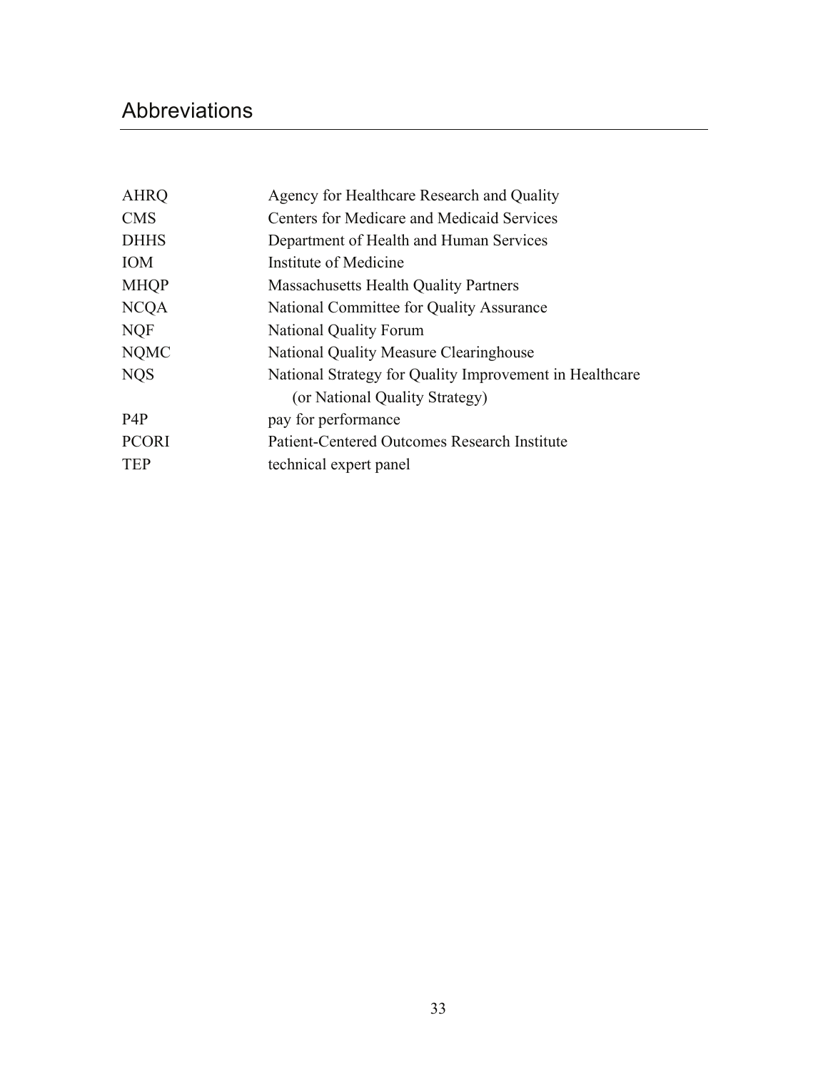# Abbreviations

| | |
|---|---|
| AHRQ | Agency for Healthcare Research and Quality |
| CMS | Centers for Medicare and Medicaid Services |
| DHHS | Department of Health and Human Services |
| IOM | Institute of Medicine |
| MHQP | Massachusetts Health Quality Partners |
| NCQA | National Committee for Quality Assurance |
| NQF | National Quality Forum |
| NQMC | National Quality Measure Clearinghouse |
| NQS | National Strategy for Quality Improvement in Healthcare (or National Quality Strategy) |
| P4P | pay for performance |
| PCORI | Patient-Centered Outcomes Research Institute |
| TEP | technical expert panel |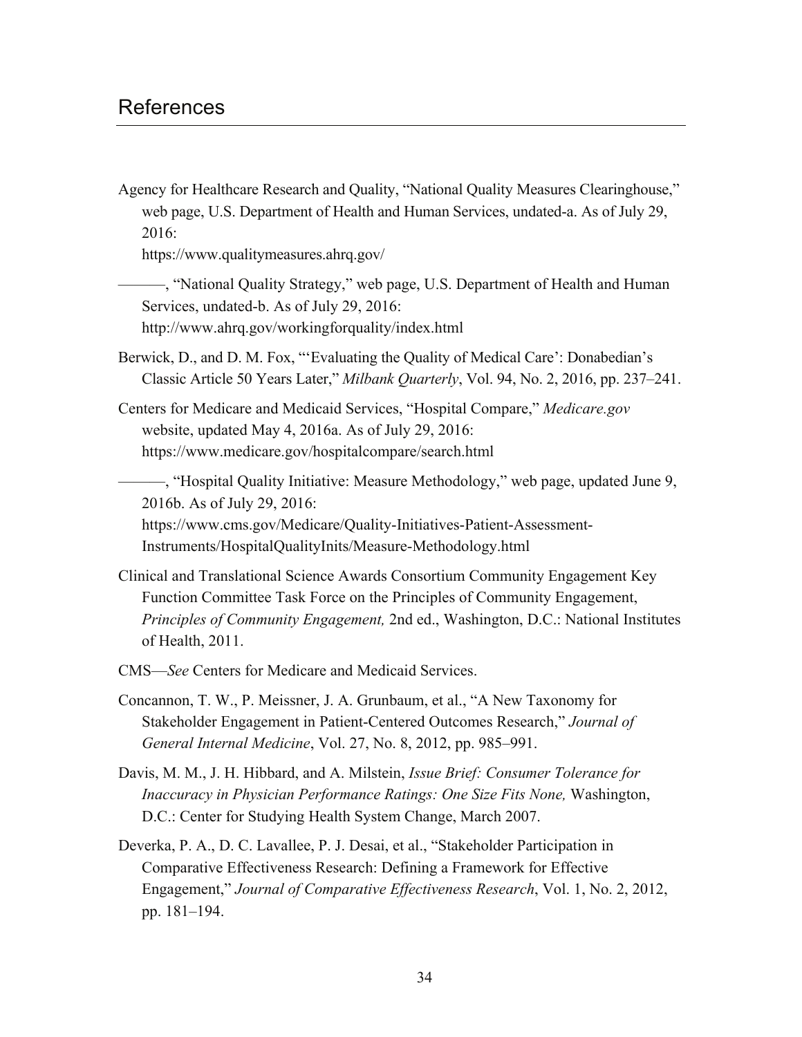# References

Agency for Healthcare Research and Quality, "National Quality Measures Clearinghouse," web page, U.S. Department of Health and Human Services, undated-a. As of July 29, 2016:
https://www.qualitymeasures.ahrq.gov/

———, "National Quality Strategy," web page, U.S. Department of Health and Human Services, undated-b. As of July 29, 2016:
http://www.ahrq.gov/workingforquality/index.html

Berwick, D., and D. M. Fox, "'Evaluating the Quality of Medical Care': Donabedian's Classic Article 50 Years Later," *Milbank Quarterly*, Vol. 94, No. 2, 2016, pp. 237–241.

Centers for Medicare and Medicaid Services, "Hospital Compare," *Medicare.gov* website, updated May 4, 2016a. As of July 29, 2016:
https://www.medicare.gov/hospitalcompare/search.html

———, "Hospital Quality Initiative: Measure Methodology," web page, updated June 9, 2016b. As of July 29, 2016:
https://www.cms.gov/Medicare/Quality-Initiatives-Patient-Assessment-Instruments/HospitalQualityInits/Measure-Methodology.html

Clinical and Translational Science Awards Consortium Community Engagement Key Function Committee Task Force on the Principles of Community Engagement, *Principles of Community Engagement,* 2nd ed., Washington, D.C.: National Institutes of Health, 2011.

CMS—*See* Centers for Medicare and Medicaid Services.

Concannon, T. W., P. Meissner, J. A. Grunbaum, et al., "A New Taxonomy for Stakeholder Engagement in Patient-Centered Outcomes Research," *Journal of General Internal Medicine*, Vol. 27, No. 8, 2012, pp. 985–991.

Davis, M. M., J. H. Hibbard, and A. Milstein, *Issue Brief: Consumer Tolerance for Inaccuracy in Physician Performance Ratings: One Size Fits None,* Washington, D.C.: Center for Studying Health System Change, March 2007.

Deverka, P. A., D. C. Lavallee, P. J. Desai, et al., "Stakeholder Participation in Comparative Effectiveness Research: Defining a Framework for Effective Engagement," *Journal of Comparative Effectiveness Research*, Vol. 1, No. 2, 2012, pp. 181–194.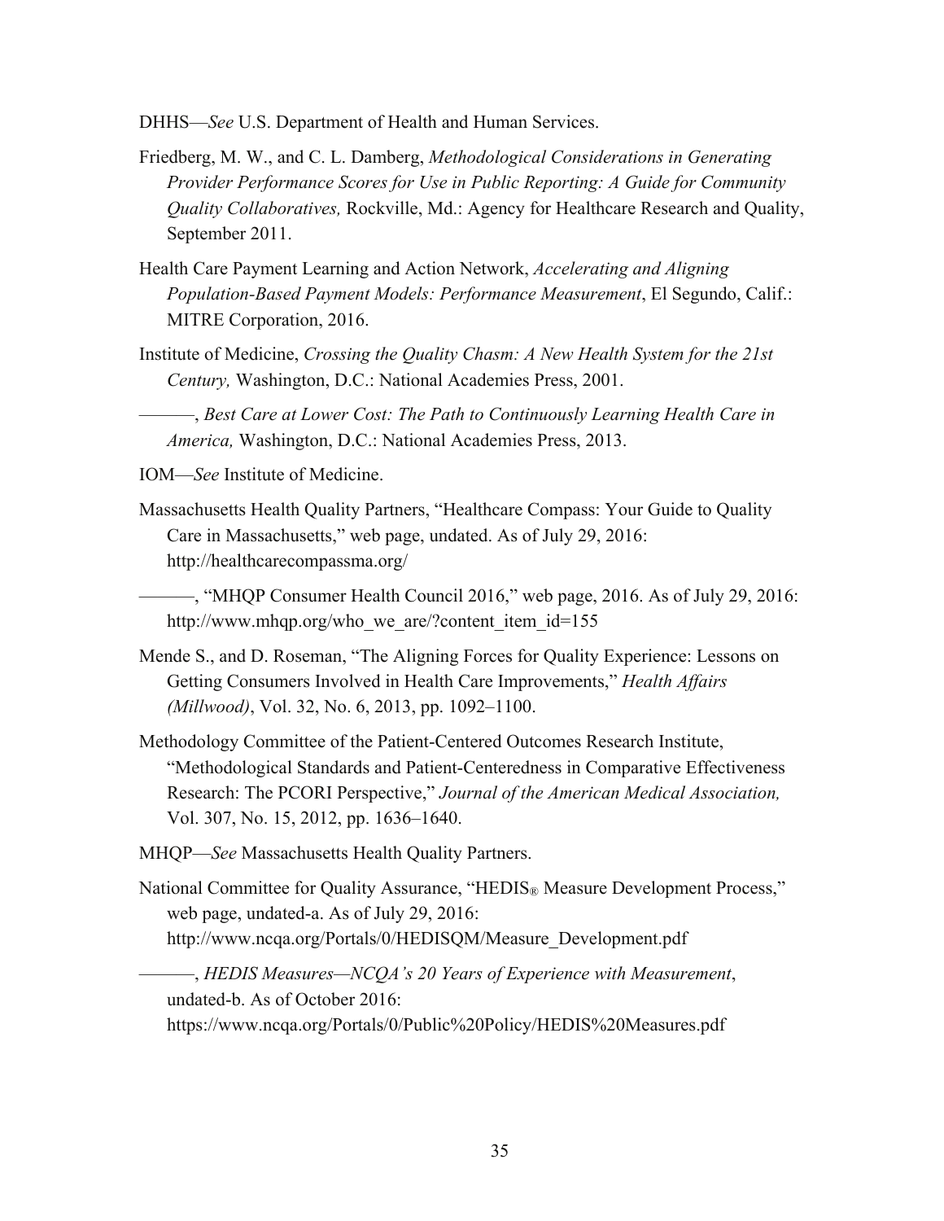DHHS—*See* U.S. Department of Health and Human Services.

Friedberg, M. W., and C. L. Damberg, *Methodological Considerations in Generating Provider Performance Scores for Use in Public Reporting: A Guide for Community Quality Collaboratives,* Rockville, Md.: Agency for Healthcare Research and Quality, September 2011.

Health Care Payment Learning and Action Network, *Accelerating and Aligning Population-Based Payment Models: Performance Measurement*, El Segundo, Calif.: MITRE Corporation, 2016.

Institute of Medicine, *Crossing the Quality Chasm: A New Health System for the 21st Century,* Washington, D.C.: National Academies Press, 2001.

———, *Best Care at Lower Cost: The Path to Continuously Learning Health Care in America,* Washington, D.C.: National Academies Press, 2013.

IOM—*See* Institute of Medicine.

Massachusetts Health Quality Partners, "Healthcare Compass: Your Guide to Quality Care in Massachusetts," web page, undated. As of July 29, 2016: http://healthcarecompassma.org/

———, "MHQP Consumer Health Council 2016," web page, 2016. As of July 29, 2016: http://www.mhqp.org/who_we_are/?content_item_id=155

Mende S., and D. Roseman, "The Aligning Forces for Quality Experience: Lessons on Getting Consumers Involved in Health Care Improvements," *Health Affairs (Millwood)*, Vol. 32, No. 6, 2013, pp. 1092–1100.

Methodology Committee of the Patient-Centered Outcomes Research Institute, "Methodological Standards and Patient-Centeredness in Comparative Effectiveness Research: The PCORI Perspective," *Journal of the American Medical Association,* Vol. 307, No. 15, 2012, pp. 1636–1640.

MHQP—*See* Massachusetts Health Quality Partners.

National Committee for Quality Assurance, "HEDIS® Measure Development Process," web page, undated-a. As of July 29, 2016: http://www.ncqa.org/Portals/0/HEDISQM/Measure_Development.pdf

———, *HEDIS Measures—NCQA's 20 Years of Experience with Measurement*, undated-b. As of October 2016: https://www.ncqa.org/Portals/0/Public%20Policy/HEDIS%20Measures.pdf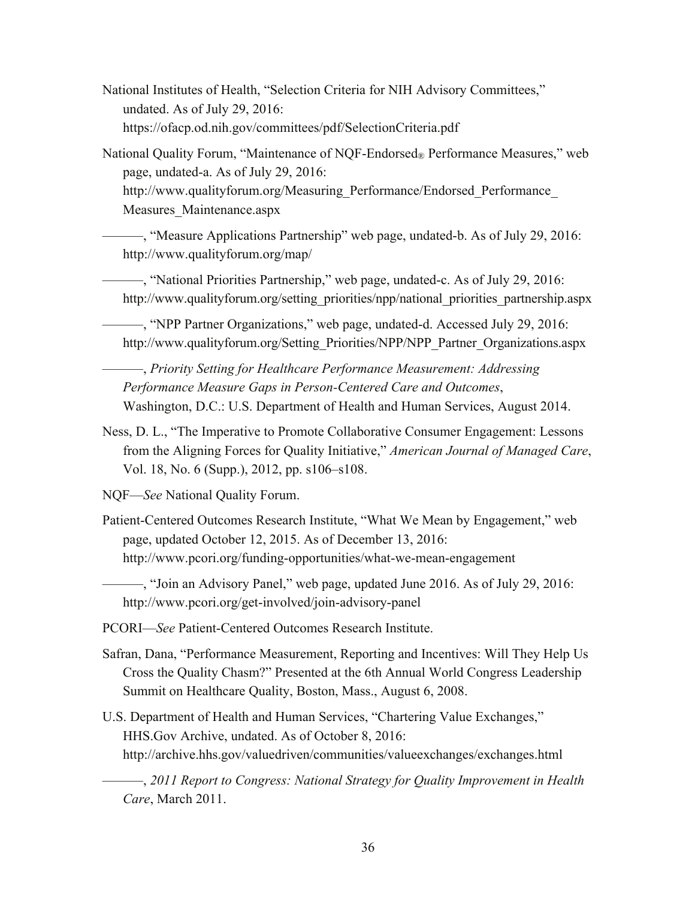National Institutes of Health, “Selection Criteria for NIH Advisory Committees,” undated. As of July 29, 2016: https://ofacp.od.nih.gov/committees/pdf/SelectionCriteria.pdf

National Quality Forum, “Maintenance of NQF-Endorsed® Performance Measures,” web page, undated-a. As of July 29, 2016: http://www.qualityforum.org/Measuring_Performance/Endorsed_Performance_Measures_Maintenance.aspx

———, “Measure Applications Partnership” web page, undated-b. As of July 29, 2016: http://www.qualityforum.org/map/

———, “National Priorities Partnership,” web page, undated-c. As of July 29, 2016: http://www.qualityforum.org/setting_priorities/npp/national_priorities_partnership.aspx

———, “NPP Partner Organizations,” web page, undated-d. Accessed July 29, 2016: http://www.qualityforum.org/Setting_Priorities/NPP/NPP_Partner_Organizations.aspx

———, *Priority Setting for Healthcare Performance Measurement: Addressing Performance Measure Gaps in Person-Centered Care and Outcomes*, Washington, D.C.: U.S. Department of Health and Human Services, August 2014.

Ness, D. L., “The Imperative to Promote Collaborative Consumer Engagement: Lessons from the Aligning Forces for Quality Initiative,” *American Journal of Managed Care*, Vol. 18, No. 6 (Supp.), 2012, pp. s106–s108.

NQF—*See* National Quality Forum.

Patient-Centered Outcomes Research Institute, “What We Mean by Engagement,” web page, updated October 12, 2015. As of December 13, 2016: http://www.pcori.org/funding-opportunities/what-we-mean-engagement

———, “Join an Advisory Panel,” web page, updated June 2016. As of July 29, 2016: http://www.pcori.org/get-involved/join-advisory-panel

PCORI—*See* Patient-Centered Outcomes Research Institute.

Safran, Dana, “Performance Measurement, Reporting and Incentives: Will They Help Us Cross the Quality Chasm?” Presented at the 6th Annual World Congress Leadership Summit on Healthcare Quality, Boston, Mass., August 6, 2008.

U.S. Department of Health and Human Services, “Chartering Value Exchanges,” HHS.Gov Archive, undated. As of October 8, 2016: http://archive.hhs.gov/valuedriven/communities/valueexchanges/exchanges.html

———, *2011 Report to Congress: National Strategy for Quality Improvement in Health Care*, March 2011.